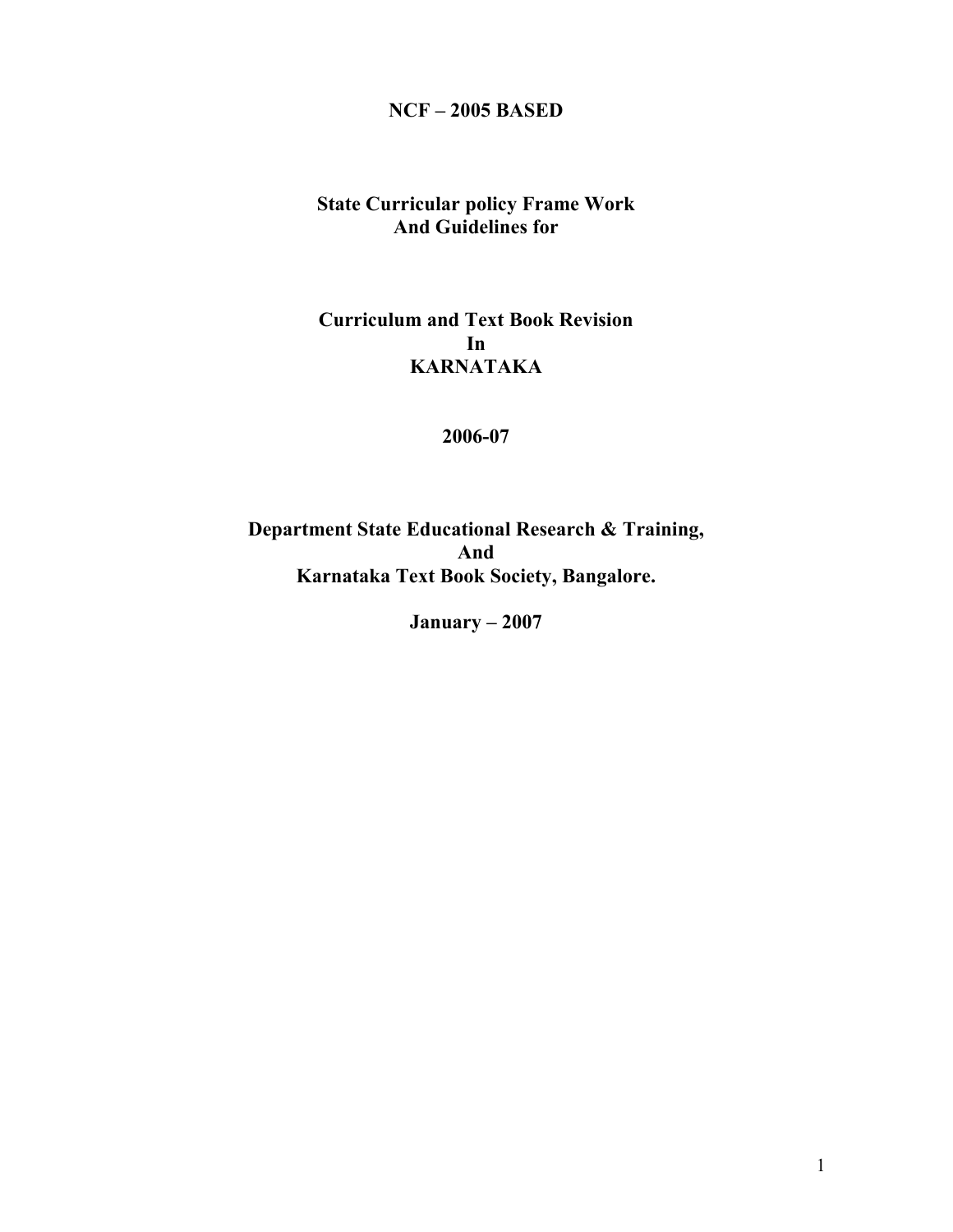**NCF – 2005 BASED**

# State Curricular policy Frame Work And Guidelines for

# Curriculum and Text Book Revision In KARNATAKA

**2006-07**

**Department State Educational Research & Training, And Karnataka Text Book Society, Bangalore.**

**January – 2007**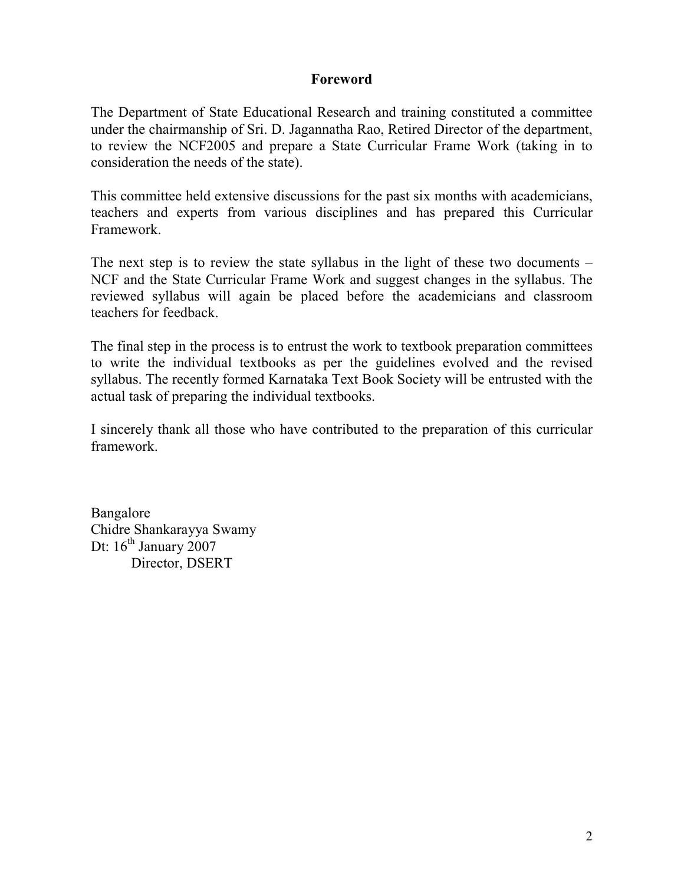## Foreword

The Department of State Educational Research and training constituted a committee under the chairmanship of Sri. D. Jagannatha Rao, Retired Director of the department, to review the NCF2005 and prepare a State Curricular Frame Work (taking in to consideration the needs of the state).

This committee held extensive discussions for the past six months with academicians, teachers and experts from various disciplines and has prepared this Curricular Framework.

The next step is to review the state syllabus in the light of these two documents – NCF and the State Curricular Frame Work and suggest changes in the syllabus. The reviewed syllabus will again be placed before the academicians and classroom teachers for feedback.

The final step in the process is to entrust the work to textbook preparation committees to write the individual textbooks as per the guidelines evolved and the revised syllabus. The recently formed Karnataka Text Book Society will be entrusted with the actual task of preparing the individual textbooks.

I sincerely thank all those who have contributed to the preparation of this curricular framework.

Bangalore
Chidre Shankarayya Swamy
Dt: 16th January 2007
Director, DSERT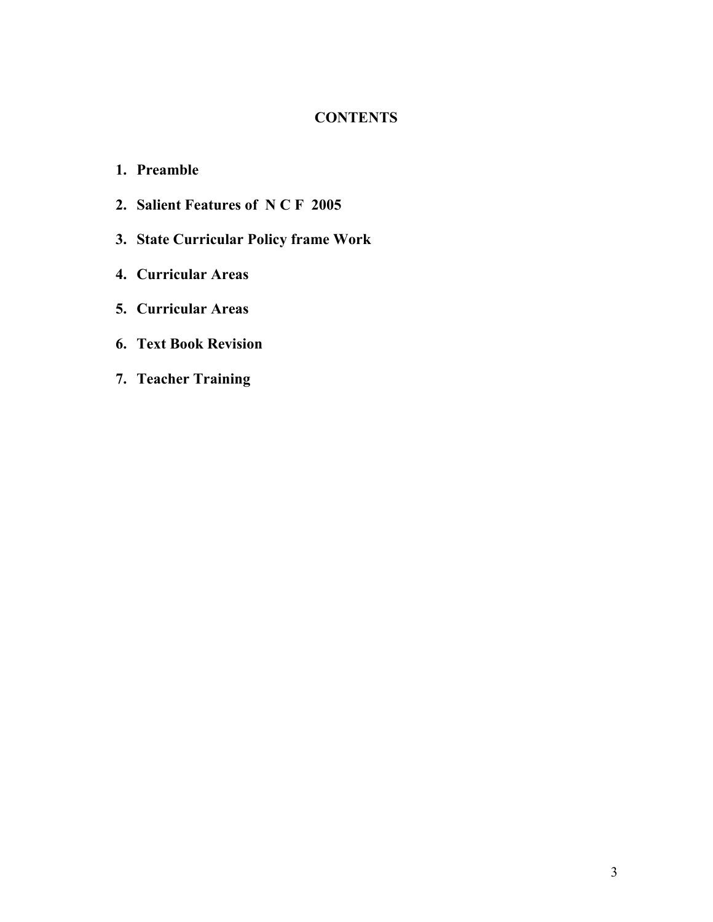# CONTENTS

1. **Preamble**
2. **Salient Features of  N C F  2005**
3. **State Curricular Policy frame Work**
4. **Curricular Areas**
5. **Curricular Areas**
6. **Text Book Revision**
7. **Teacher Training**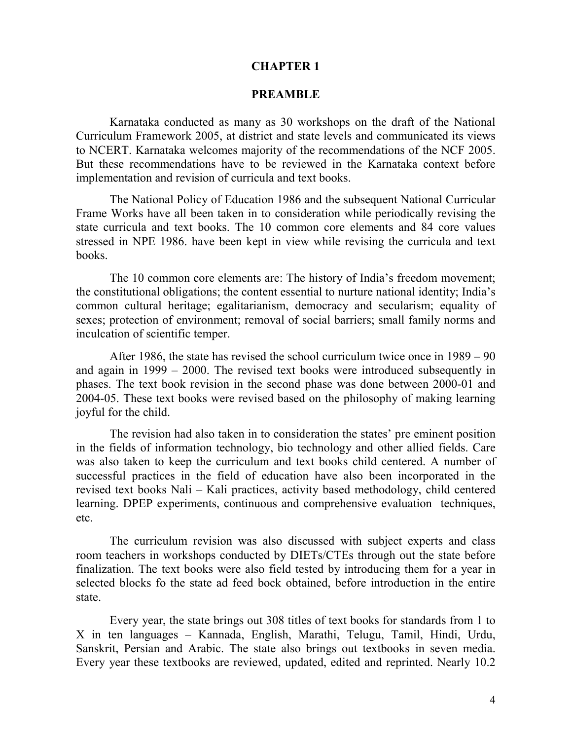# CHAPTER 1

## PREAMBLE

Karnataka conducted as many as 30 workshops on the draft of the National Curriculum Framework 2005, at district and state levels and communicated its views to NCERT. Karnataka welcomes majority of the recommendations of the NCF 2005. But these recommendations have to be reviewed in the Karnataka context before implementation and revision of curricula and text books.

The National Policy of Education 1986 and the subsequent National Curricular Frame Works have all been taken in to consideration while periodically revising the state curricula and text books. The 10 common core elements and 84 core values stressed in NPE 1986. have been kept in view while revising the curricula and text books.

The 10 common core elements are: The history of India's freedom movement; the constitutional obligations; the content essential to nurture national identity; India's common cultural heritage; egalitarianism, democracy and secularism; equality of sexes; protection of environment; removal of social barriers; small family norms and inculcation of scientific temper.

After 1986, the state has revised the school curriculum twice once in 1989 – 90 and again in 1999 – 2000. The revised text books were introduced subsequently in phases. The text book revision in the second phase was done between 2000-01 and 2004-05. These text books were revised based on the philosophy of making learning joyful for the child.

The revision had also taken in to consideration the states' pre eminent position in the fields of information technology, bio technology and other allied fields. Care was also taken to keep the curriculum and text books child centered. A number of successful practices in the field of education have also been incorporated in the revised text books Nali – Kali practices, activity based methodology, child centered learning. DPEP experiments, continuous and comprehensive evaluation techniques, etc.

The curriculum revision was also discussed with subject experts and class room teachers in workshops conducted by DIETs/CTEs through out the state before finalization. The text books were also field tested by introducing them for a year in selected blocks fo the state ad feed bock obtained, before introduction in the entire state.

Every year, the state brings out 308 titles of text books for standards from 1 to X in ten languages – Kannada, English, Marathi, Telugu, Tamil, Hindi, Urdu, Sanskrit, Persian and Arabic. The state also brings out textbooks in seven media. Every year these textbooks are reviewed, updated, edited and reprinted. Nearly 10.2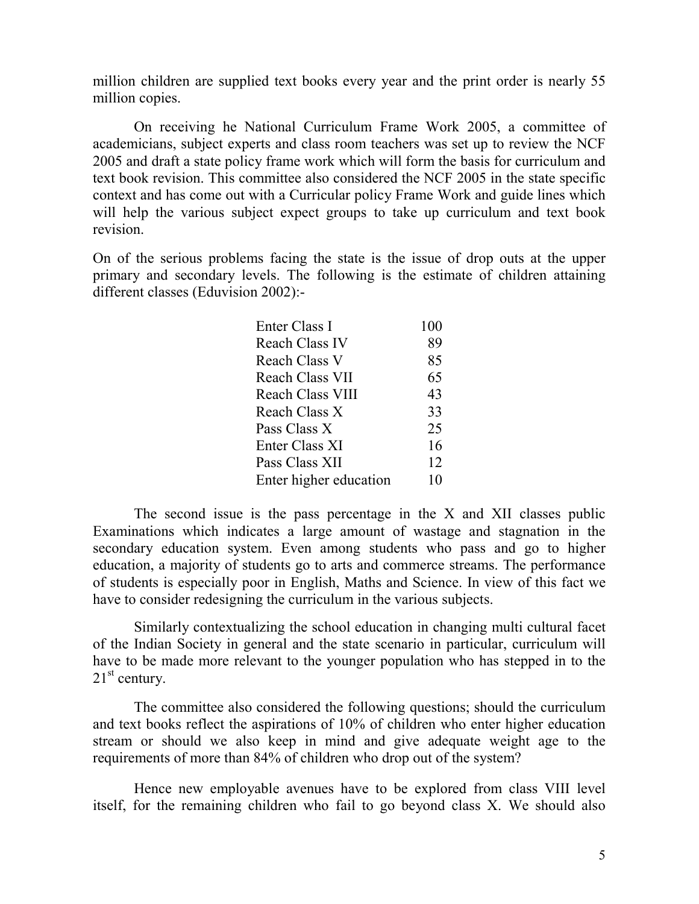million children are supplied text books every year and the print order is nearly 55 million copies.

On receiving he National Curriculum Frame Work 2005, a committee of academicians, subject experts and class room teachers was set up to review the NCF 2005 and draft a state policy frame work which will form the basis for curriculum and text book revision. This committee also considered the NCF 2005 in the state specific context and has come out with a Curricular policy Frame Work and guide lines which will help the various subject expect groups to take up curriculum and text book revision.

On of the serious problems facing the state is the issue of drop outs at the upper primary and secondary levels. The following is the estimate of children attaining different classes (Eduvision 2002):-

| | |
|---|---|
| Enter Class I | 100 |
| Reach Class IV | 89 |
| Reach Class V | 85 |
| Reach Class VII | 65 |
| Reach Class VIII | 43 |
| Reach Class X | 33 |
| Pass Class X | 25 |
| Enter Class XI | 16 |
| Pass Class XII | 12 |
| Enter higher education | 10 |

The second issue is the pass percentage in the X and XII classes public Examinations which indicates a large amount of wastage and stagnation in the secondary education system. Even among students who pass and go to higher education, a majority of students go to arts and commerce streams. The performance of students is especially poor in English, Maths and Science. In view of this fact we have to consider redesigning the curriculum in the various subjects.

Similarly contextualizing the school education in changing multi cultural facet of the Indian Society in general and the state scenario in particular, curriculum will have to be made more relevant to the younger population who has stepped in to the 21st century.

The committee also considered the following questions; should the curriculum and text books reflect the aspirations of 10% of children who enter higher education stream or should we also keep in mind and give adequate weight age to the requirements of more than 84% of children who drop out of the system?

Hence new employable avenues have to be explored from class VIII level itself, for the remaining children who fail to go beyond class X. We should also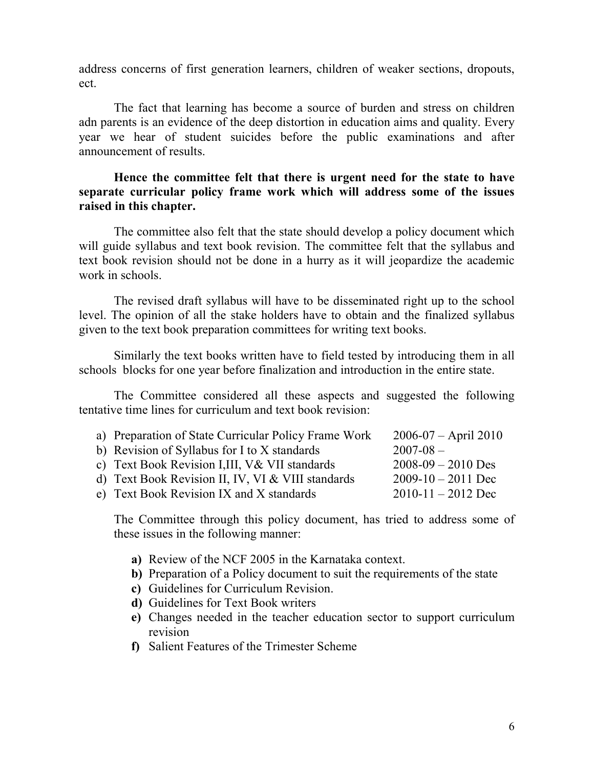address concerns of first generation learners, children of weaker sections, dropouts, ect.

The fact that learning has become a source of burden and stress on children adn parents is an evidence of the deep distortion in education aims and quality. Every year we hear of student suicides before the public examinations and after announcement of results.

**Hence the committee felt that there is urgent need for the state to have separate curricular policy frame work which will address some of the issues raised in this chapter.**

The committee also felt that the state should develop a policy document which will guide syllabus and text book revision. The committee felt that the syllabus and text book revision should not be done in a hurry as it will jeopardize the academic work in schools.

The revised draft syllabus will have to be disseminated right up to the school level. The opinion of all the stake holders have to obtain and the finalized syllabus given to the text book preparation committees for writing text books.

Similarly the text books written have to field tested by introducing them in all schools blocks for one year before finalization and introduction in the entire state.

The Committee considered all these aspects and suggested the following tentative time lines for curriculum and text book revision:

a) Preparation of State Curricular Policy Frame Work 2006-07 – April 2010
b) Revision of Syllabus for I to X standards 2007-08 –
c) Text Book Revision I,III, V& VII standards 2008-09 – 2010 Des
d) Text Book Revision II, IV, VI & VIII standards 2009-10 – 2011 Dec
e) Text Book Revision IX and X standards 2010-11 – 2012 Dec

The Committee through this policy document, has tried to address some of these issues in the following manner:

**a)** Review of the NCF 2005 in the Karnataka context.
**b)** Preparation of a Policy document to suit the requirements of the state
**c)** Guidelines for Curriculum Revision.
**d)** Guidelines for Text Book writers
**e)** Changes needed in the teacher education sector to support curriculum revision
**f)** Salient Features of the Trimester Scheme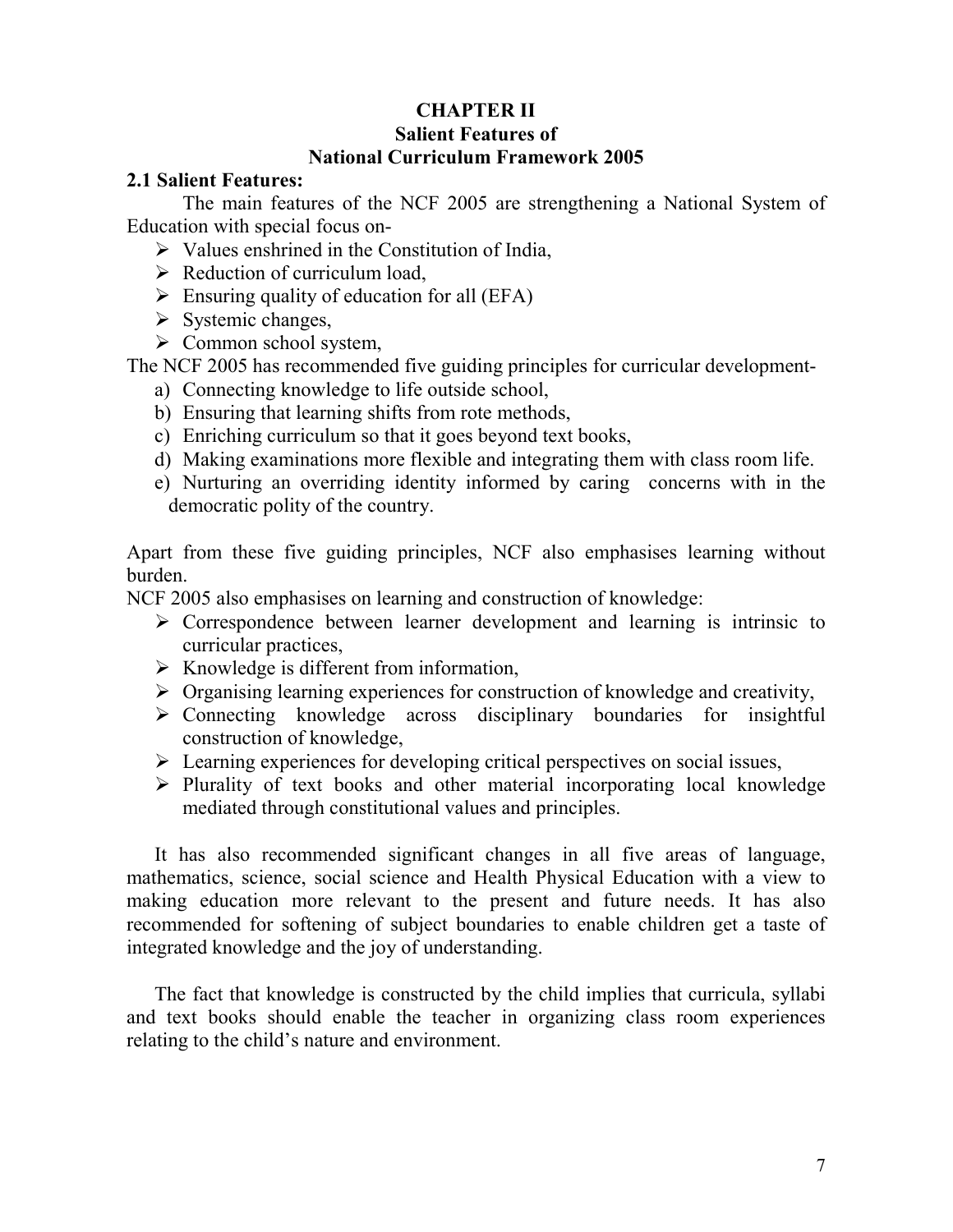# CHAPTER II
## Salient Features of National Curriculum Framework 2005

### 2.1 Salient Features:

The main features of the NCF 2005 are strengthening a National System of Education with special focus on-

- Values enshrined in the Constitution of India,
- Reduction of curriculum load,
- Ensuring quality of education for all (EFA)
- Systemic changes,
- Common school system,

The NCF 2005 has recommended five guiding principles for curricular development-

a) Connecting knowledge to life outside school,
b) Ensuring that learning shifts from rote methods,
c) Enriching curriculum so that it goes beyond text books,
d) Making examinations more flexible and integrating them with class room life.
e) Nurturing an overriding identity informed by caring concerns with in the democratic polity of the country.

Apart from these five guiding principles, NCF also emphasises learning without burden.

NCF 2005 also emphasises on learning and construction of knowledge:

- Correspondence between learner development and learning is intrinsic to curricular practices,
- Knowledge is different from information,
- Organising learning experiences for construction of knowledge and creativity,
- Connecting knowledge across disciplinary boundaries for insightful construction of knowledge,
- Learning experiences for developing critical perspectives on social issues,
- Plurality of text books and other material incorporating local knowledge mediated through constitutional values and principles.

It has also recommended significant changes in all five areas of language, mathematics, science, social science and Health Physical Education with a view to making education more relevant to the present and future needs. It has also recommended for softening of subject boundaries to enable children get a taste of integrated knowledge and the joy of understanding.

The fact that knowledge is constructed by the child implies that curricula, syllabi and text books should enable the teacher in organizing class room experiences relating to the child's nature and environment.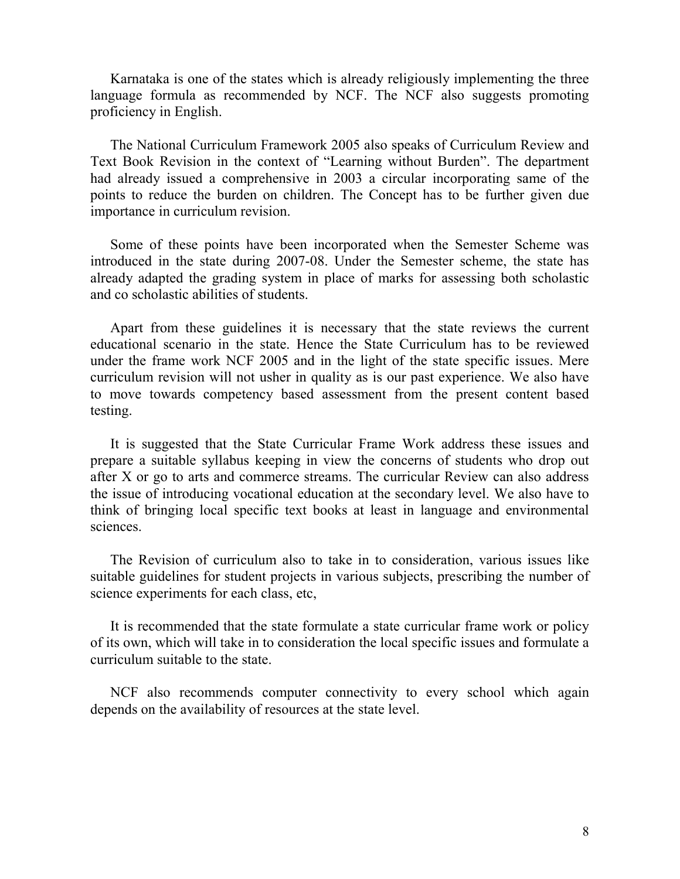Karnataka is one of the states which is already religiously implementing the three language formula as recommended by NCF. The NCF also suggests promoting proficiency in English.

The National Curriculum Framework 2005 also speaks of Curriculum Review and Text Book Revision in the context of "Learning without Burden". The department had already issued a comprehensive in 2003 a circular incorporating same of the points to reduce the burden on children. The Concept has to be further given due importance in curriculum revision.

Some of these points have been incorporated when the Semester Scheme was introduced in the state during 2007-08. Under the Semester scheme, the state has already adapted the grading system in place of marks for assessing both scholastic and co scholastic abilities of students.

Apart from these guidelines it is necessary that the state reviews the current educational scenario in the state. Hence the State Curriculum has to be reviewed under the frame work NCF 2005 and in the light of the state specific issues. Mere curriculum revision will not usher in quality as is our past experience. We also have to move towards competency based assessment from the present content based testing.

It is suggested that the State Curricular Frame Work address these issues and prepare a suitable syllabus keeping in view the concerns of students who drop out after X or go to arts and commerce streams. The curricular Review can also address the issue of introducing vocational education at the secondary level. We also have to think of bringing local specific text books at least in language and environmental sciences.

The Revision of curriculum also to take in to consideration, various issues like suitable guidelines for student projects in various subjects, prescribing the number of science experiments for each class, etc,

It is recommended that the state formulate a state curricular frame work or policy of its own, which will take in to consideration the local specific issues and formulate a curriculum suitable to the state.

NCF also recommends computer connectivity to every school which again depends on the availability of resources at the state level.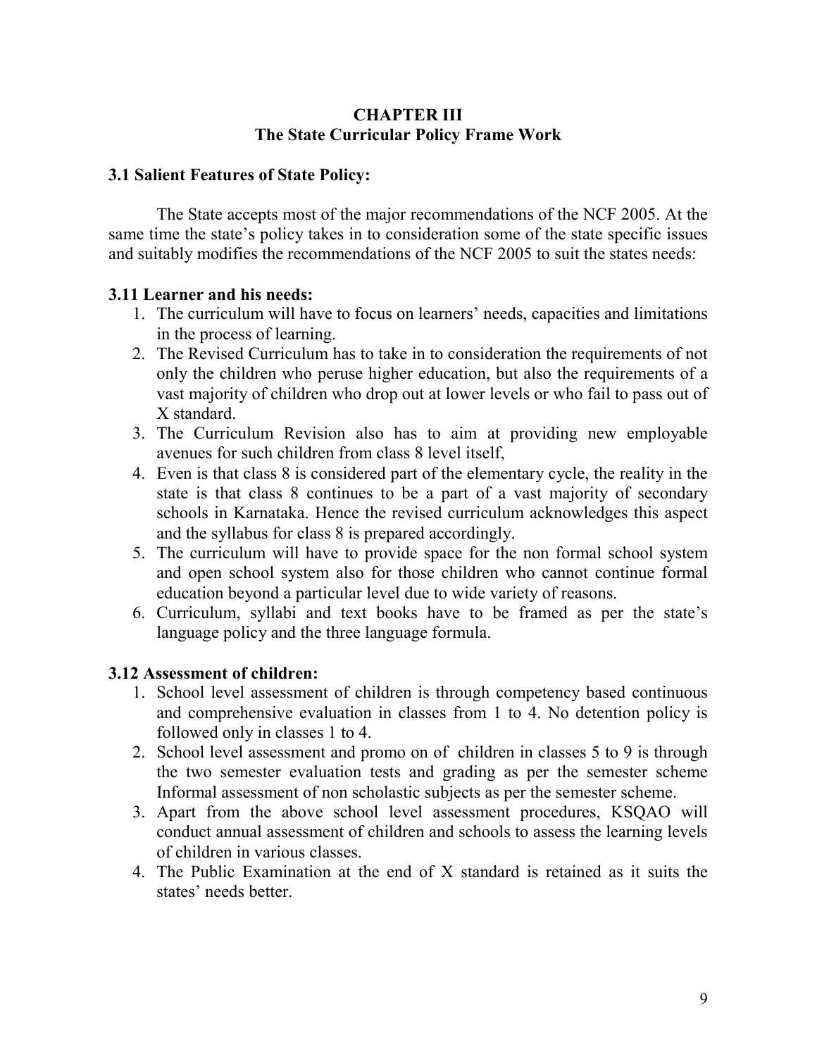# CHAPTER III
# The State Curricular Policy Frame Work

## 3.1 Salient Features of State Policy:

The State accepts most of the major recommendations of the NCF 2005. At the same time the state's policy takes in to consideration some of the state specific issues and suitably modifies the recommendations of the NCF 2005 to suit the states needs:

### 3.11 Learner and his needs:

1. The curriculum will have to focus on learners' needs, capacities and limitations in the process of learning.
2. The Revised Curriculum has to take in to consideration the requirements of not only the children who peruse higher education, but also the requirements of a vast majority of children who drop out at lower levels or who fail to pass out of X standard.
3. The Curriculum Revision also has to aim at providing new employable avenues for such children from class 8 level itself,
4. Even is that class 8 is considered part of the elementary cycle, the reality in the state is that class 8 continues to be a part of a vast majority of secondary schools in Karnataka. Hence the revised curriculum acknowledges this aspect and the syllabus for class 8 is prepared accordingly.
5. The curriculum will have to provide space for the non formal school system and open school system also for those children who cannot continue formal education beyond a particular level due to wide variety of reasons.
6. Curriculum, syllabi and text books have to be framed as per the state's language policy and the three language formula.

### 3.12 Assessment of children:

1. School level assessment of children is through competency based continuous and comprehensive evaluation in classes from 1 to 4. No detention policy is followed only in classes 1 to 4.
2. School level assessment and promo on of children in classes 5 to 9 is through the two semester evaluation tests and grading as per the semester scheme Informal assessment of non scholastic subjects as per the semester scheme.
3. Apart from the above school level assessment procedures, KSQAO will conduct annual assessment of children and schools to assess the learning levels of children in various classes.
4. The Public Examination at the end of X standard is retained as it suits the states' needs better.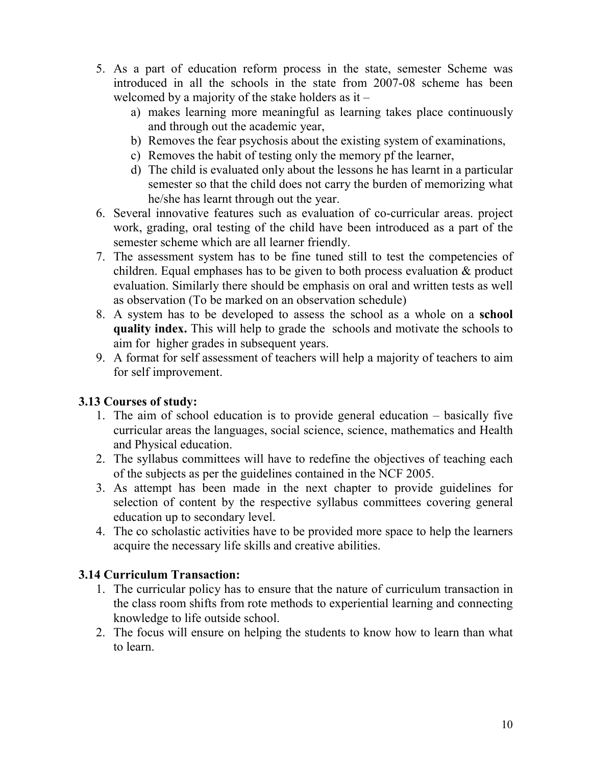5. As a part of education reform process in the state, semester Scheme was introduced in all the schools in the state from 2007-08 scheme has been welcomed by a majority of the stake holders as it –
    a) makes learning more meaningful as learning takes place continuously and through out the academic year,
    b) Removes the fear psychosis about the existing system of examinations,
    c) Removes the habit of testing only the memory pf the learner,
    d) The child is evaluated only about the lessons he has learnt in a particular semester so that the child does not carry the burden of memorizing what he/she has learnt through out the year.
6. Several innovative features such as evaluation of co-curricular areas. project work, grading, oral testing of the child have been introduced as a part of the semester scheme which are all learner friendly.
7. The assessment system has to be fine tuned still to test the competencies of children. Equal emphases has to be given to both process evaluation & product evaluation. Similarly there should be emphasis on oral and written tests as well as observation (To be marked on an observation schedule)
8. A system has to be developed to assess the school as a whole on a **school quality index.** This will help to grade the schools and motivate the schools to aim for higher grades in subsequent years.
9. A format for self assessment of teachers will help a majority of teachers to aim for self improvement.

### 3.13 Courses of study:

1. The aim of school education is to provide general education – basically five curricular areas the languages, social science, science, mathematics and Health and Physical education.
2. The syllabus committees will have to redefine the objectives of teaching each of the subjects as per the guidelines contained in the NCF 2005.
3. As attempt has been made in the next chapter to provide guidelines for selection of content by the respective syllabus committees covering general education up to secondary level.
4. The co scholastic activities have to be provided more space to help the learners acquire the necessary life skills and creative abilities.

### 3.14 Curriculum Transaction:

1. The curricular policy has to ensure that the nature of curriculum transaction in the class room shifts from rote methods to experiential learning and connecting knowledge to life outside school.
2. The focus will ensure on helping the students to know how to learn than what to learn.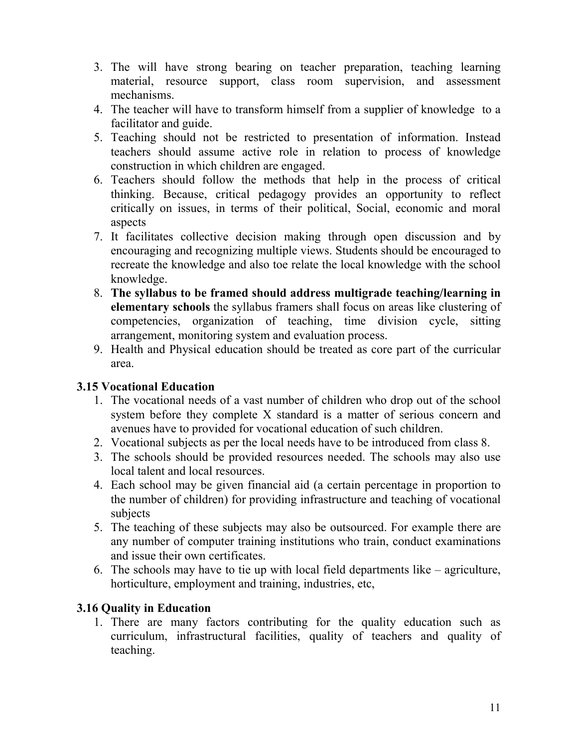3. The will have strong bearing on teacher preparation, teaching learning material, resource support, class room supervision, and assessment mechanisms.
4. The teacher will have to transform himself from a supplier of knowledge to a facilitator and guide.
5. Teaching should not be restricted to presentation of information. Instead teachers should assume active role in relation to process of knowledge construction in which children are engaged.
6. Teachers should follow the methods that help in the process of critical thinking. Because, critical pedagogy provides an opportunity to reflect critically on issues, in terms of their political, Social, economic and moral aspects
7. It facilitates collective decision making through open discussion and by encouraging and recognizing multiple views. Students should be encouraged to recreate the knowledge and also toe relate the local knowledge with the school knowledge.
8. **The syllabus to be framed should address multigrade teaching/learning in elementary schools** the syllabus framers shall focus on areas like clustering of competencies, organization of teaching, time division cycle, sitting arrangement, monitoring system and evaluation process.
9. Health and Physical education should be treated as core part of the curricular area.

### 3.15 Vocational Education

1. The vocational needs of a vast number of children who drop out of the school system before they complete X standard is a matter of serious concern and avenues have to provided for vocational education of such children.
2. Vocational subjects as per the local needs have to be introduced from class 8.
3. The schools should be provided resources needed. The schools may also use local talent and local resources.
4. Each school may be given financial aid (a certain percentage in proportion to the number of children) for providing infrastructure and teaching of vocational subjects
5. The teaching of these subjects may also be outsourced. For example there are any number of computer training institutions who train, conduct examinations and issue their own certificates.
6. The schools may have to tie up with local field departments like – agriculture, horticulture, employment and training, industries, etc,

### 3.16 Quality in Education

1. There are many factors contributing for the quality education such as curriculum, infrastructural facilities, quality of teachers and quality of teaching.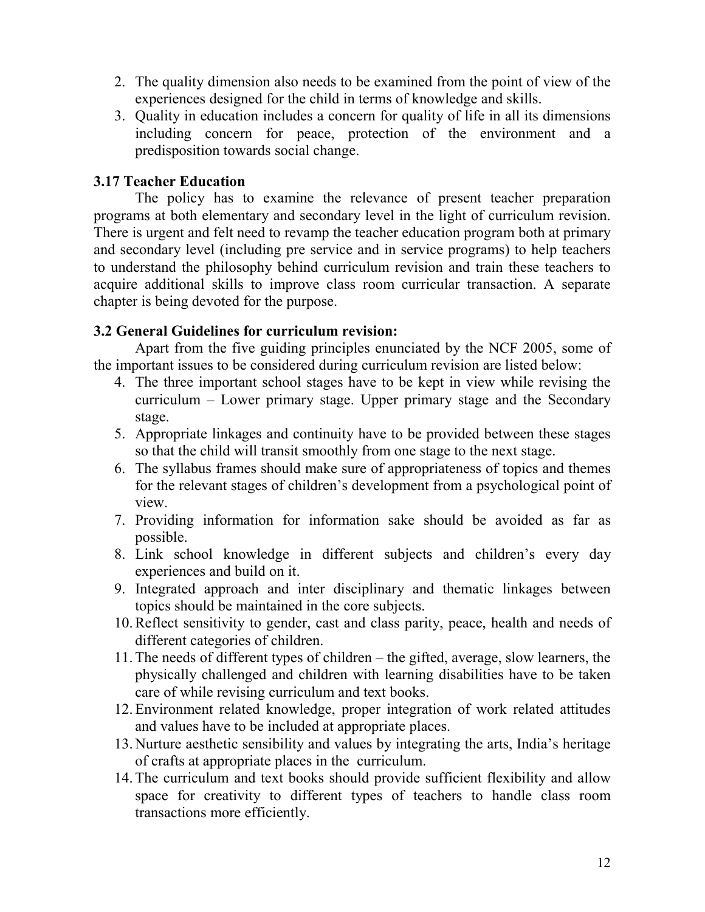2. The quality dimension also needs to be examined from the point of view of the experiences designed for the child in terms of knowledge and skills.
3. Quality in education includes a concern for quality of life in all its dimensions including concern for peace, protection of the environment and a predisposition towards social change.

### 3.17 Teacher Education

The policy has to examine the relevance of present teacher preparation programs at both elementary and secondary level in the light of curriculum revision. There is urgent and felt need to revamp the teacher education program both at primary and secondary level (including pre service and in service programs) to help teachers to understand the philosophy behind curriculum revision and train these teachers to acquire additional skills to improve class room curricular transaction. A separate chapter is being devoted for the purpose.

### 3.2 General Guidelines for curriculum revision:

Apart from the five guiding principles enunciated by the NCF 2005, some of the important issues to be considered during curriculum revision are listed below:

4. The three important school stages have to be kept in view while revising the curriculum – Lower primary stage. Upper primary stage and the Secondary stage.
5. Appropriate linkages and continuity have to be provided between these stages so that the child will transit smoothly from one stage to the next stage.
6. The syllabus frames should make sure of appropriateness of topics and themes for the relevant stages of children's development from a psychological point of view.
7. Providing information for information sake should be avoided as far as possible.
8. Link school knowledge in different subjects and children's every day experiences and build on it.
9. Integrated approach and inter disciplinary and thematic linkages between topics should be maintained in the core subjects.
10. Reflect sensitivity to gender, cast and class parity, peace, health and needs of different categories of children.
11. The needs of different types of children – the gifted, average, slow learners, the physically challenged and children with learning disabilities have to be taken care of while revising curriculum and text books.
12. Environment related knowledge, proper integration of work related attitudes and values have to be included at appropriate places.
13. Nurture aesthetic sensibility and values by integrating the arts, India's heritage of crafts at appropriate places in the curriculum.
14. The curriculum and text books should provide sufficient flexibility and allow space for creativity to different types of teachers to handle class room transactions more efficiently.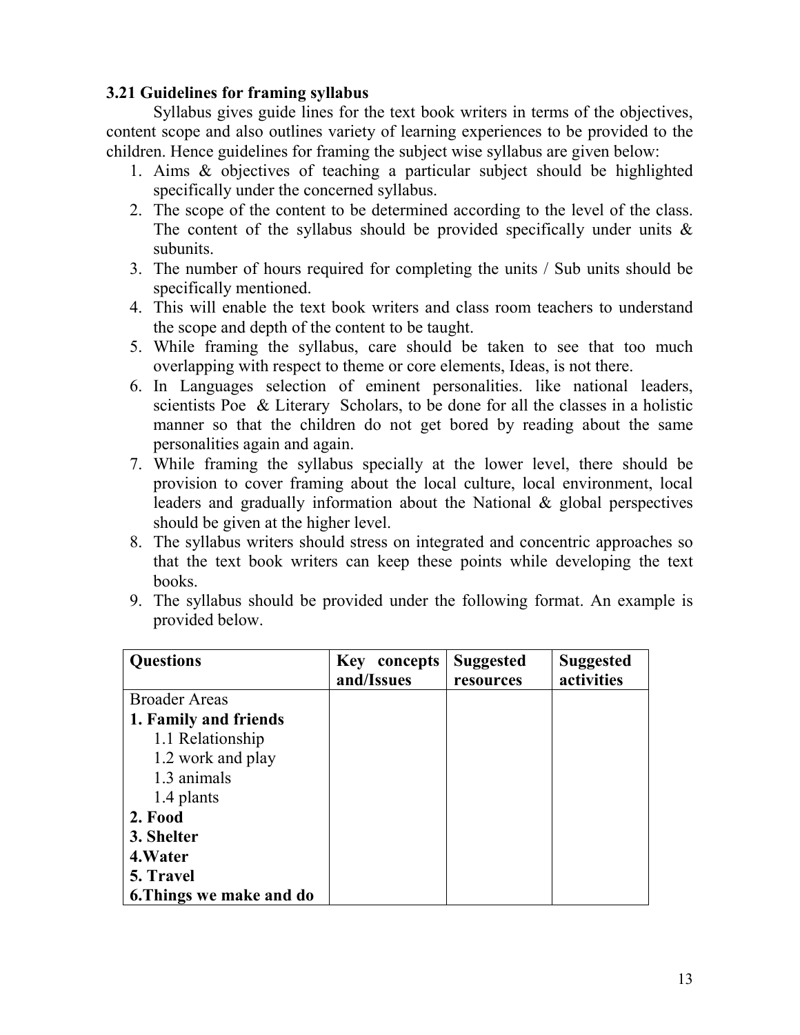### 3.21 Guidelines for framing syllabus

Syllabus gives guide lines for the text book writers in terms of the objectives, content scope and also outlines variety of learning experiences to be provided to the children. Hence guidelines for framing the subject wise syllabus are given below:

1. Aims & objectives of teaching a particular subject should be highlighted specifically under the concerned syllabus.
2. The scope of the content to be determined according to the level of the class. The content of the syllabus should be provided specifically under units & subunits.
3. The number of hours required for completing the units / Sub units should be specifically mentioned.
4. This will enable the text book writers and class room teachers to understand the scope and depth of the content to be taught.
5. While framing the syllabus, care should be taken to see that too much overlapping with respect to theme or core elements, Ideas, is not there.
6. In Languages selection of eminent personalities. like national leaders, scientists Poe & Literary Scholars, to be done for all the classes in a holistic manner so that the children do not get bored by reading about the same personalities again and again.
7. While framing the syllabus specially at the lower level, there should be provision to cover framing about the local culture, local environment, local leaders and gradually information about the National & global perspectives should be given at the higher level.
8. The syllabus writers should stress on integrated and concentric approaches so that the text book writers can keep these points while developing the text books.
9. The syllabus should be provided under the following format. An example is provided below.

| Questions | Key concepts and/Issues | Suggested resources | Suggested activities |
|---|---|---|---|
| Broader Areas | | | |
| **1. Family and friends** | | | |
| 1.1 Relationship | | | |
| 1.2 work and play | | | |
| 1.3 animals | | | |
| 1.4 plants | | | |
| **2. Food** | | | |
| **3. Shelter** | | | |
| **4.Water** | | | |
| **5. Travel** | | | |
| **6.Things we make and do** | | | |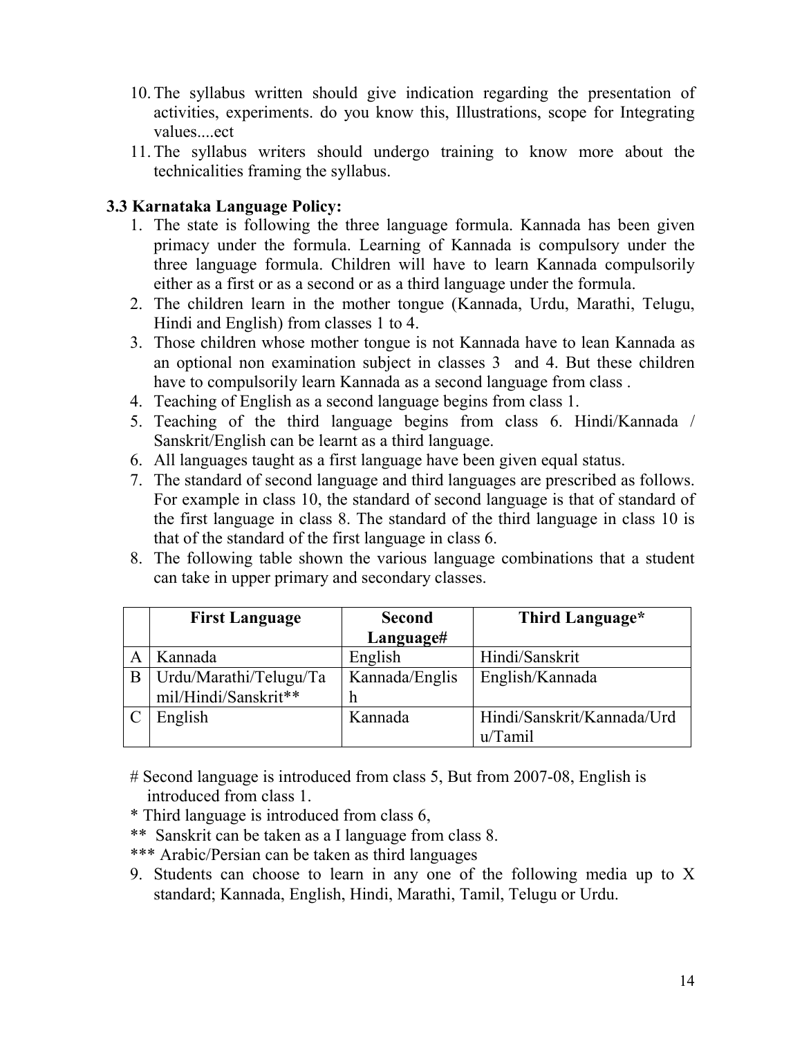10. The syllabus written should give indication regarding the presentation of activities, experiments. do you know this, Illustrations, scope for Integrating values....ect
11. The syllabus writers should undergo training to know more about the technicalities framing the syllabus.

### 3.3 Karnataka Language Policy:

1. The state is following the three language formula. Kannada has been given primacy under the formula. Learning of Kannada is compulsory under the three language formula. Children will have to learn Kannada compulsorily either as a first or as a second or as a third language under the formula.
2. The children learn in the mother tongue (Kannada, Urdu, Marathi, Telugu, Hindi and English) from classes 1 to 4.
3. Those children whose mother tongue is not Kannada have to lean Kannada as an optional non examination subject in classes 3 and 4. But these children have to compulsorily learn Kannada as a second language from class .
4. Teaching of English as a second language begins from class 1.
5. Teaching of the third language begins from class 6. Hindi/Kannada / Sanskrit/English can be learnt as a third language.
6. All languages taught as a first language have been given equal status.
7. The standard of second language and third languages are prescribed as follows. For example in class 10, the standard of second language is that of standard of the first language in class 8. The standard of the third language in class 10 is that of the standard of the first language in class 6.
8. The following table shown the various language combinations that a student can take in upper primary and secondary classes.

| | First Language | Second Language# | Third Language* |
|---|---|---|---|
| A | Kannada | English | Hindi/Sanskrit |
| B | Urdu/Marathi/Telugu/Tamil/Hindi/Sanskrit** | Kannada/English | English/Kannada |
| C | English | Kannada | Hindi/Sanskrit/Kannada/Urdu/Tamil |

# Second language is introduced from class 5, But from 2007-08, English is introduced from class 1.

* Third language is introduced from class 6,

** Sanskrit can be taken as a I language from class 8.

*** Arabic/Persian can be taken as third languages

9. Students can choose to learn in any one of the following media up to X standard; Kannada, English, Hindi, Marathi, Tamil, Telugu or Urdu.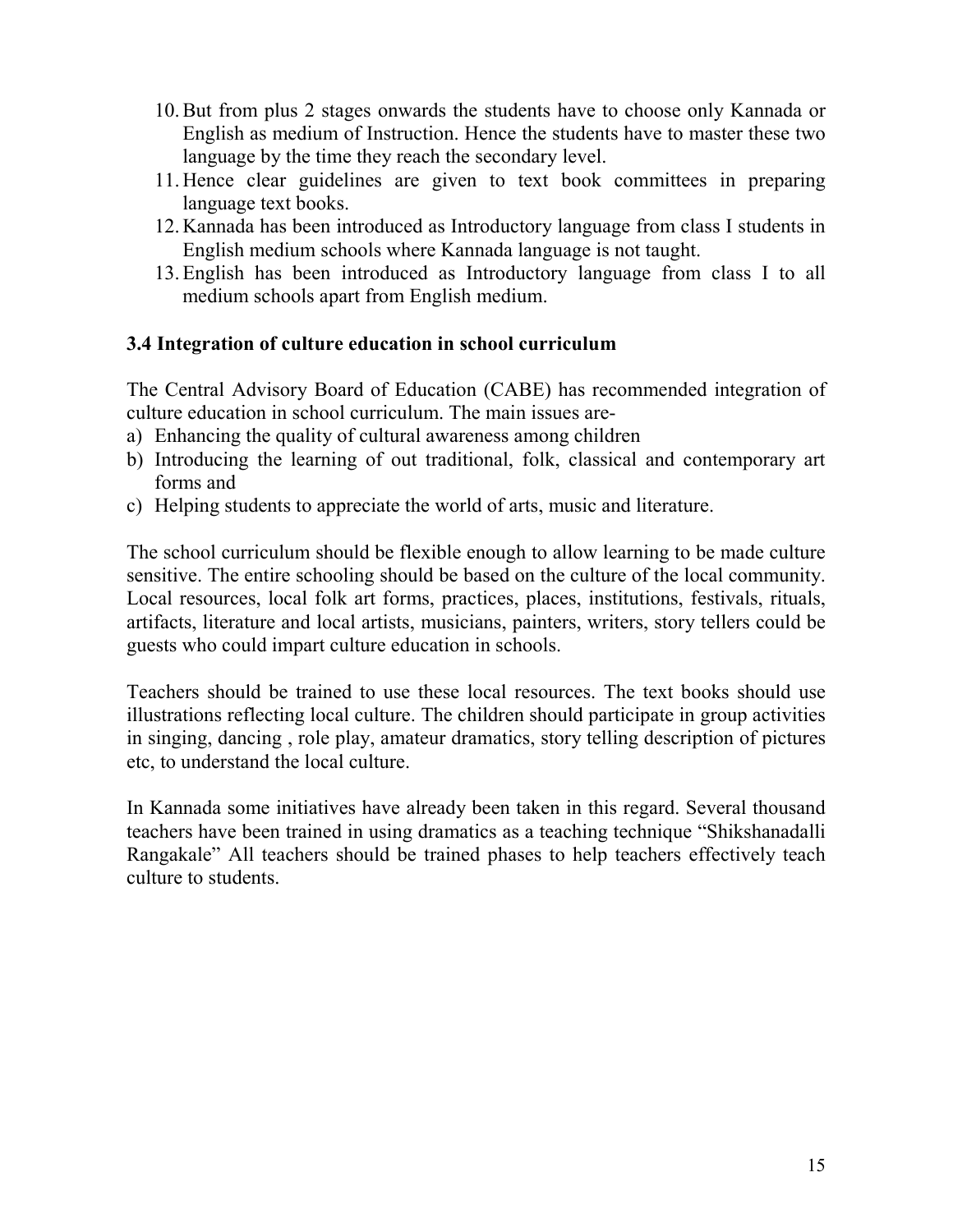10. But from plus 2 stages onwards the students have to choose only Kannada or English as medium of Instruction. Hence the students have to master these two language by the time they reach the secondary level.
11. Hence clear guidelines are given to text book committees in preparing language text books.
12. Kannada has been introduced as Introductory language from class I students in English medium schools where Kannada language is not taught.
13. English has been introduced as Introductory language from class I to all medium schools apart from English medium.

### 3.4 Integration of culture education in school curriculum

The Central Advisory Board of Education (CABE) has recommended integration of culture education in school curriculum. The main issues are-

a) Enhancing the quality of cultural awareness among children
b) Introducing the learning of out traditional, folk, classical and contemporary art forms and
c) Helping students to appreciate the world of arts, music and literature.

The school curriculum should be flexible enough to allow learning to be made culture sensitive. The entire schooling should be based on the culture of the local community. Local resources, local folk art forms, practices, places, institutions, festivals, rituals, artifacts, literature and local artists, musicians, painters, writers, story tellers could be guests who could impart culture education in schools.

Teachers should be trained to use these local resources. The text books should use illustrations reflecting local culture. The children should participate in group activities in singing, dancing , role play, amateur dramatics, story telling description of pictures etc, to understand the local culture.

In Kannada some initiatives have already been taken in this regard. Several thousand teachers have been trained in using dramatics as a teaching technique "Shikshanadalli Rangakale" All teachers should be trained phases to help teachers effectively teach culture to students.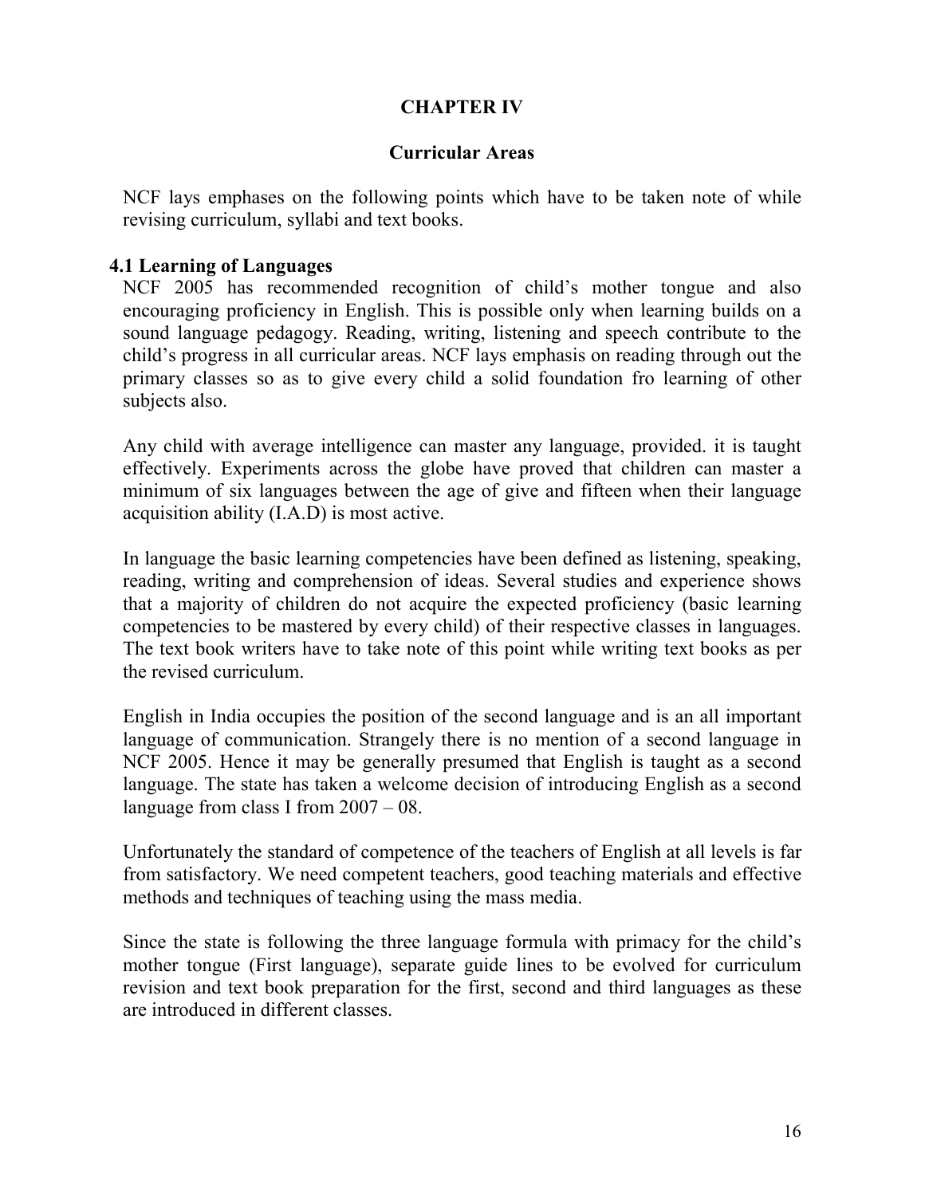# CHAPTER IV

## Curricular Areas

NCF lays emphases on the following points which have to be taken note of while revising curriculum, syllabi and text books.

### 4.1 Learning of Languages

NCF 2005 has recommended recognition of child's mother tongue and also encouraging proficiency in English. This is possible only when learning builds on a sound language pedagogy. Reading, writing, listening and speech contribute to the child's progress in all curricular areas. NCF lays emphasis on reading through out the primary classes so as to give every child a solid foundation fro learning of other subjects also.

Any child with average intelligence can master any language, provided. it is taught effectively. Experiments across the globe have proved that children can master a minimum of six languages between the age of give and fifteen when their language acquisition ability (I.A.D) is most active.

In language the basic learning competencies have been defined as listening, speaking, reading, writing and comprehension of ideas. Several studies and experience shows that a majority of children do not acquire the expected proficiency (basic learning competencies to be mastered by every child) of their respective classes in languages. The text book writers have to take note of this point while writing text books as per the revised curriculum.

English in India occupies the position of the second language and is an all important language of communication. Strangely there is no mention of a second language in NCF 2005. Hence it may be generally presumed that English is taught as a second language. The state has taken a welcome decision of introducing English as a second language from class I from 2007 – 08.

Unfortunately the standard of competence of the teachers of English at all levels is far from satisfactory. We need competent teachers, good teaching materials and effective methods and techniques of teaching using the mass media.

Since the state is following the three language formula with primacy for the child's mother tongue (First language), separate guide lines to be evolved for curriculum revision and text book preparation for the first, second and third languages as these are introduced in different classes.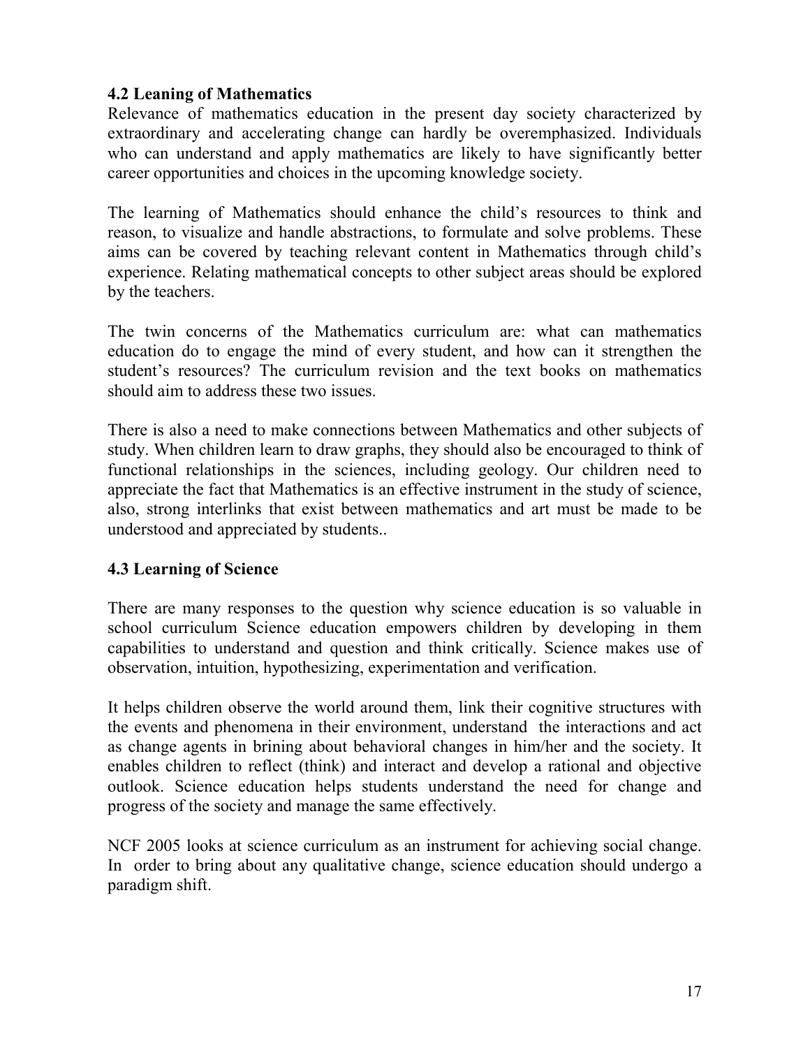### 4.2 Leaning of Mathematics

Relevance of mathematics education in the present day society characterized by extraordinary and accelerating change can hardly be overemphasized. Individuals who can understand and apply mathematics are likely to have significantly better career opportunities and choices in the upcoming knowledge society.

The learning of Mathematics should enhance the child's resources to think and reason, to visualize and handle abstractions, to formulate and solve problems. These aims can be covered by teaching relevant content in Mathematics through child's experience. Relating mathematical concepts to other subject areas should be explored by the teachers.

The twin concerns of the Mathematics curriculum are: what can mathematics education do to engage the mind of every student, and how can it strengthen the student's resources? The curriculum revision and the text books on mathematics should aim to address these two issues.

There is also a need to make connections between Mathematics and other subjects of study. When children learn to draw graphs, they should also be encouraged to think of functional relationships in the sciences, including geology. Our children need to appreciate the fact that Mathematics is an effective instrument in the study of science, also, strong interlinks that exist between mathematics and art must be made to be understood and appreciated by students..

### 4.3 Learning of Science

There are many responses to the question why science education is so valuable in school curriculum Science education empowers children by developing in them capabilities to understand and question and think critically. Science makes use of observation, intuition, hypothesizing, experimentation and verification.

It helps children observe the world around them, link their cognitive structures with the events and phenomena in their environment, understand the interactions and act as change agents in brining about behavioral changes in him/her and the society. It enables children to reflect (think) and interact and develop a rational and objective outlook. Science education helps students understand the need for change and progress of the society and manage the same effectively.

NCF 2005 looks at science curriculum as an instrument for achieving social change. In order to bring about any qualitative change, science education should undergo a paradigm shift.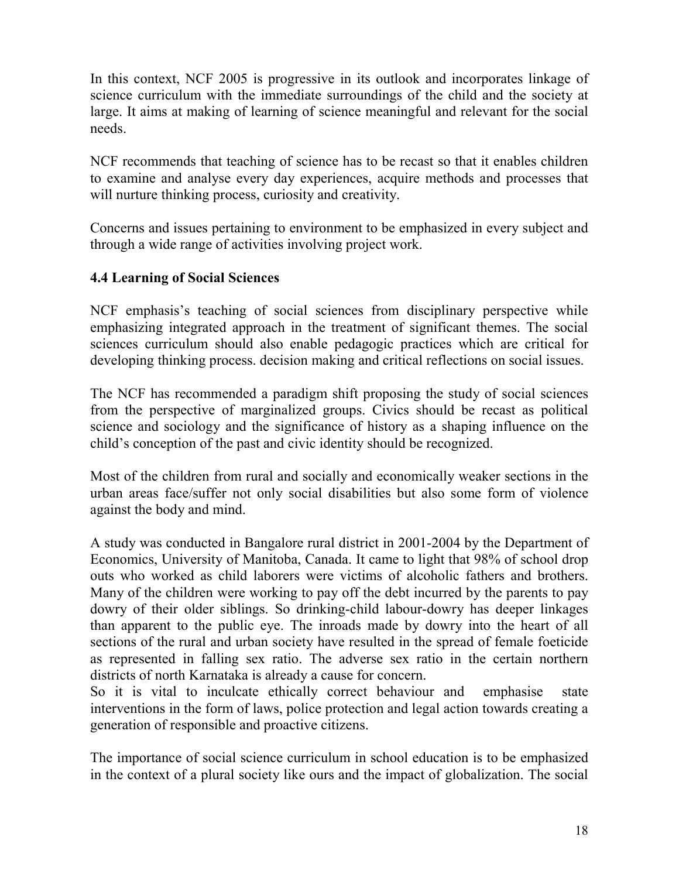In this context, NCF 2005 is progressive in its outlook and incorporates linkage of science curriculum with the immediate surroundings of the child and the society at large. It aims at making of learning of science meaningful and relevant for the social needs.

NCF recommends that teaching of science has to be recast so that it enables children to examine and analyse every day experiences, acquire methods and processes that will nurture thinking process, curiosity and creativity.

Concerns and issues pertaining to environment to be emphasized in every subject and through a wide range of activities involving project work.

### 4.4 Learning of Social Sciences

NCF emphasis's teaching of social sciences from disciplinary perspective while emphasizing integrated approach in the treatment of significant themes. The social sciences curriculum should also enable pedagogic practices which are critical for developing thinking process. decision making and critical reflections on social issues.

The NCF has recommended a paradigm shift proposing the study of social sciences from the perspective of marginalized groups. Civics should be recast as political science and sociology and the significance of history as a shaping influence on the child's conception of the past and civic identity should be recognized.

Most of the children from rural and socially and economically weaker sections in the urban areas face/suffer not only social disabilities but also some form of violence against the body and mind.

A study was conducted in Bangalore rural district in 2001-2004 by the Department of Economics, University of Manitoba, Canada. It came to light that 98% of school drop outs who worked as child laborers were victims of alcoholic fathers and brothers. Many of the children were working to pay off the debt incurred by the parents to pay dowry of their older siblings. So drinking-child labour-dowry has deeper linkages than apparent to the public eye. The inroads made by dowry into the heart of all sections of the rural and urban society have resulted in the spread of female foeticide as represented in falling sex ratio. The adverse sex ratio in the certain northern districts of north Karnataka is already a cause for concern.
So it is vital to inculcate ethically correct behaviour and emphasise state interventions in the form of laws, police protection and legal action towards creating a generation of responsible and proactive citizens.

The importance of social science curriculum in school education is to be emphasized in the context of a plural society like ours and the impact of globalization. The social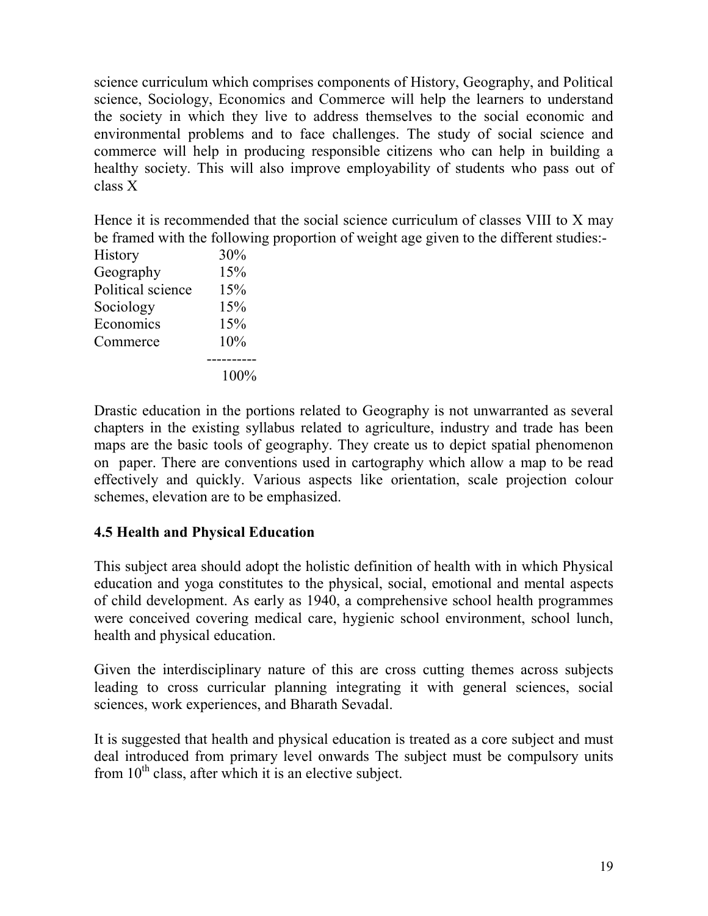science curriculum which comprises components of History, Geography, and Political science, Sociology, Economics and Commerce will help the learners to understand the society in which they live to address themselves to the social economic and environmental problems and to face challenges. The study of social science and commerce will help in producing responsible citizens who can help in building a healthy society. This will also improve employability of students who pass out of class X

Hence it is recommended that the social science curriculum of classes VIII to X may be framed with the following proportion of weight age given to the different studies:-

| Subject | Weightage |
|---|---|
| History | 30% |
| Geography | 15% |
| Political science | 15% |
| Sociology | 15% |
| Economics | 15% |
| Commerce | 10% |
| | 100% |

Drastic education in the portions related to Geography is not unwarranted as several chapters in the existing syllabus related to agriculture, industry and trade has been maps are the basic tools of geography. They create us to depict spatial phenomenon on paper. There are conventions used in cartography which allow a map to be read effectively and quickly. Various aspects like orientation, scale projection colour schemes, elevation are to be emphasized.

### 4.5 Health and Physical Education

This subject area should adopt the holistic definition of health with in which Physical education and yoga constitutes to the physical, social, emotional and mental aspects of child development. As early as 1940, a comprehensive school health programmes were conceived covering medical care, hygienic school environment, school lunch, health and physical education.

Given the interdisciplinary nature of this are cross cutting themes across subjects leading to cross curricular planning integrating it with general sciences, social sciences, work experiences, and Bharath Sevadal.

It is suggested that health and physical education is treated as a core subject and must deal introduced from primary level onwards The subject must be compulsory units from 10th class, after which it is an elective subject.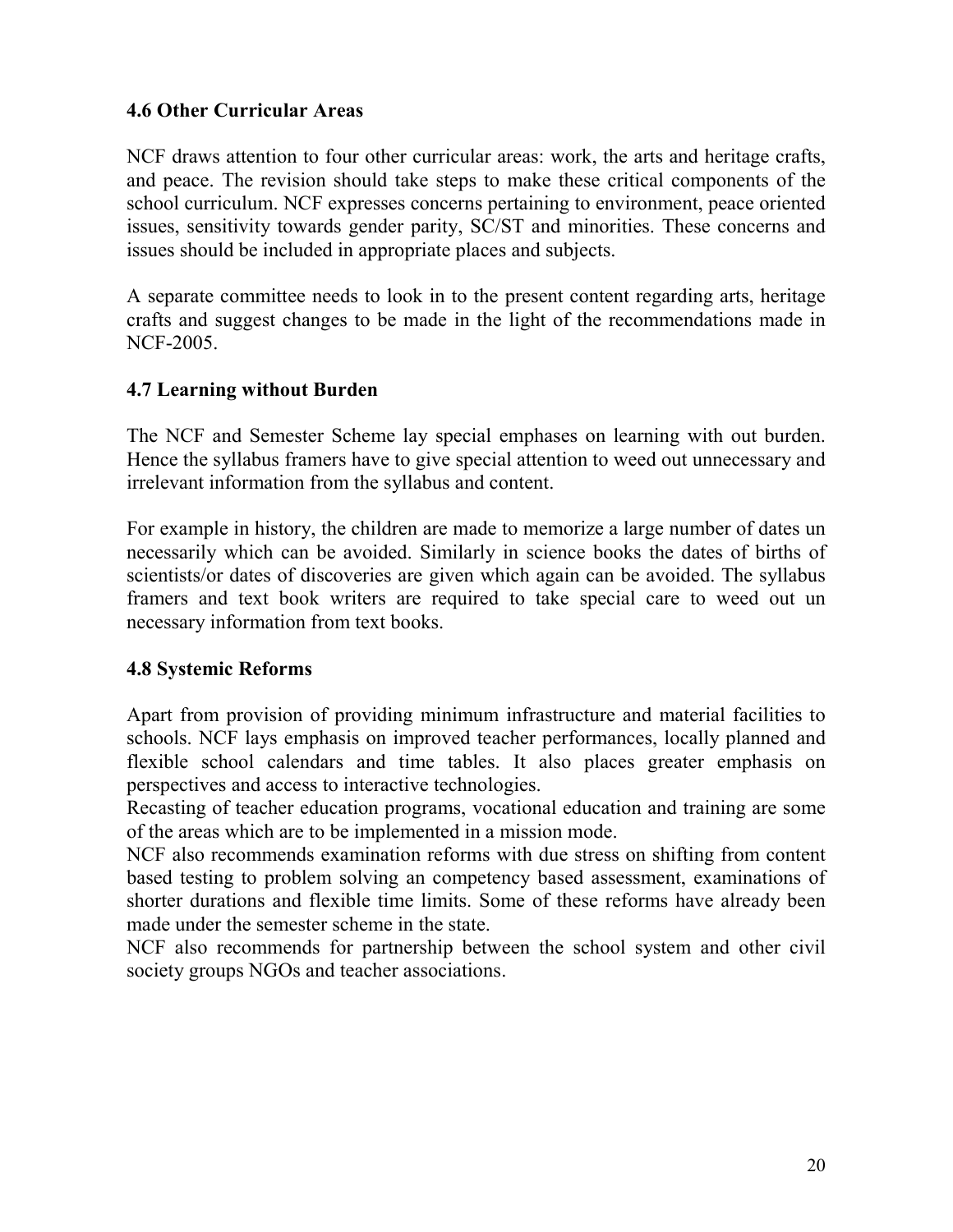### 4.6 Other Curricular Areas

NCF draws attention to four other curricular areas: work, the arts and heritage crafts, and peace. The revision should take steps to make these critical components of the school curriculum. NCF expresses concerns pertaining to environment, peace oriented issues, sensitivity towards gender parity, SC/ST and minorities. These concerns and issues should be included in appropriate places and subjects.

A separate committee needs to look in to the present content regarding arts, heritage crafts and suggest changes to be made in the light of the recommendations made in NCF-2005.

### 4.7 Learning without Burden

The NCF and Semester Scheme lay special emphases on learning with out burden. Hence the syllabus framers have to give special attention to weed out unnecessary and irrelevant information from the syllabus and content.

For example in history, the children are made to memorize a large number of dates un necessarily which can be avoided. Similarly in science books the dates of births of scientists/or dates of discoveries are given which again can be avoided. The syllabus framers and text book writers are required to take special care to weed out un necessary information from text books.

### 4.8 Systemic Reforms

Apart from provision of providing minimum infrastructure and material facilities to schools. NCF lays emphasis on improved teacher performances, locally planned and flexible school calendars and time tables. It also places greater emphasis on perspectives and access to interactive technologies.

Recasting of teacher education programs, vocational education and training are some of the areas which are to be implemented in a mission mode.

NCF also recommends examination reforms with due stress on shifting from content based testing to problem solving an competency based assessment, examinations of shorter durations and flexible time limits. Some of these reforms have already been made under the semester scheme in the state.

NCF also recommends for partnership between the school system and other civil society groups NGOs and teacher associations.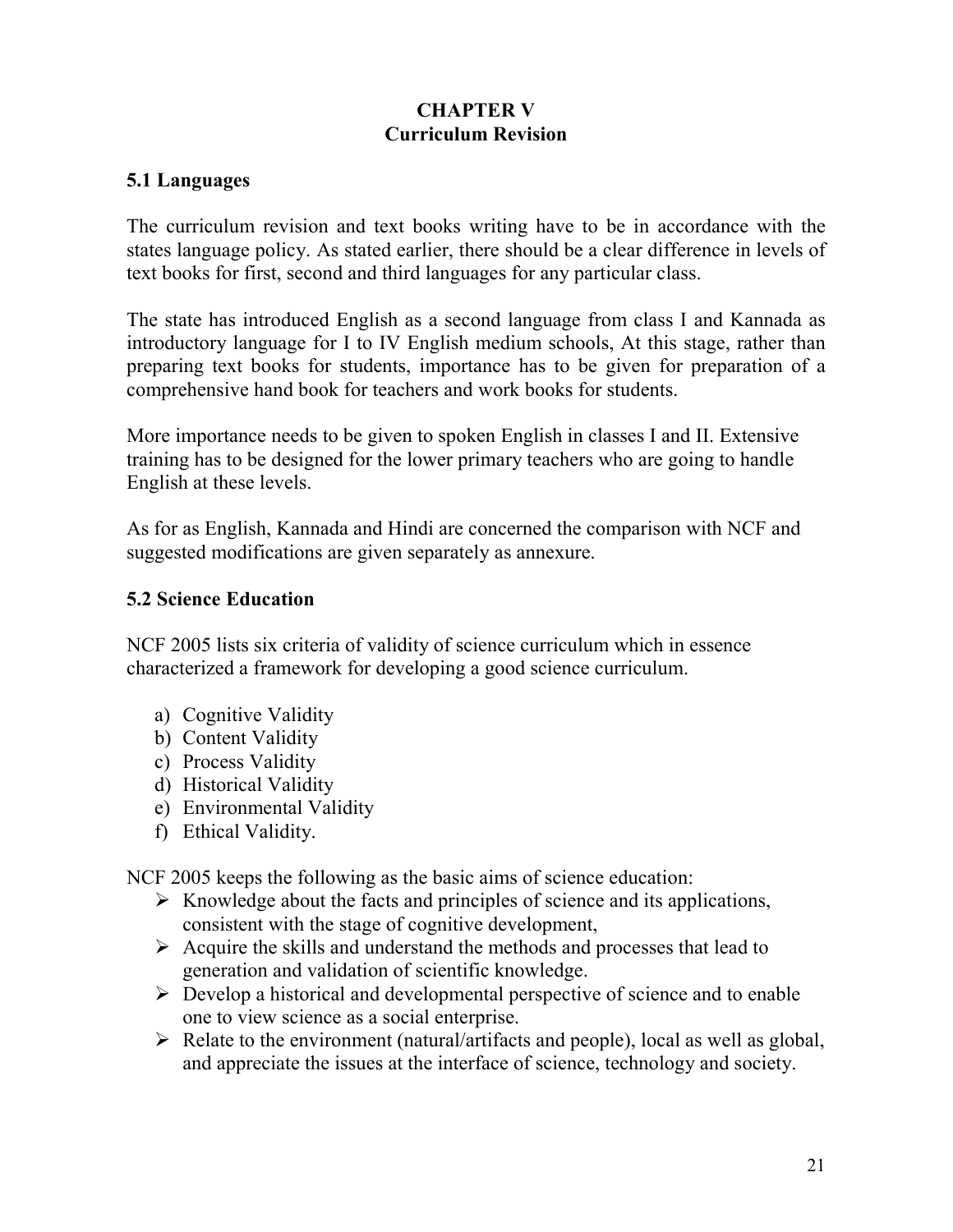# CHAPTER V
# Curriculum Revision

## 5.1 Languages

The curriculum revision and text books writing have to be in accordance with the states language policy. As stated earlier, there should be a clear difference in levels of text books for first, second and third languages for any particular class.

The state has introduced English as a second language from class I and Kannada as introductory language for I to IV English medium schools, At this stage, rather than preparing text books for students, importance has to be given for preparation of a comprehensive hand book for teachers and work books for students.

More importance needs to be given to spoken English in classes I and II. Extensive training has to be designed for the lower primary teachers who are going to handle English at these levels.

As for as English, Kannada and Hindi are concerned the comparison with NCF and suggested modifications are given separately as annexure.

## 5.2 Science Education

NCF 2005 lists six criteria of validity of science curriculum which in essence characterized a framework for developing a good science curriculum.

a) Cognitive Validity
b) Content Validity
c) Process Validity
d) Historical Validity
e) Environmental Validity
f) Ethical Validity.

NCF 2005 keeps the following as the basic aims of science education:

- Knowledge about the facts and principles of science and its applications, consistent with the stage of cognitive development,
- Acquire the skills and understand the methods and processes that lead to generation and validation of scientific knowledge.
- Develop a historical and developmental perspective of science and to enable one to view science as a social enterprise.
- Relate to the environment (natural/artifacts and people), local as well as global, and appreciate the issues at the interface of science, technology and society.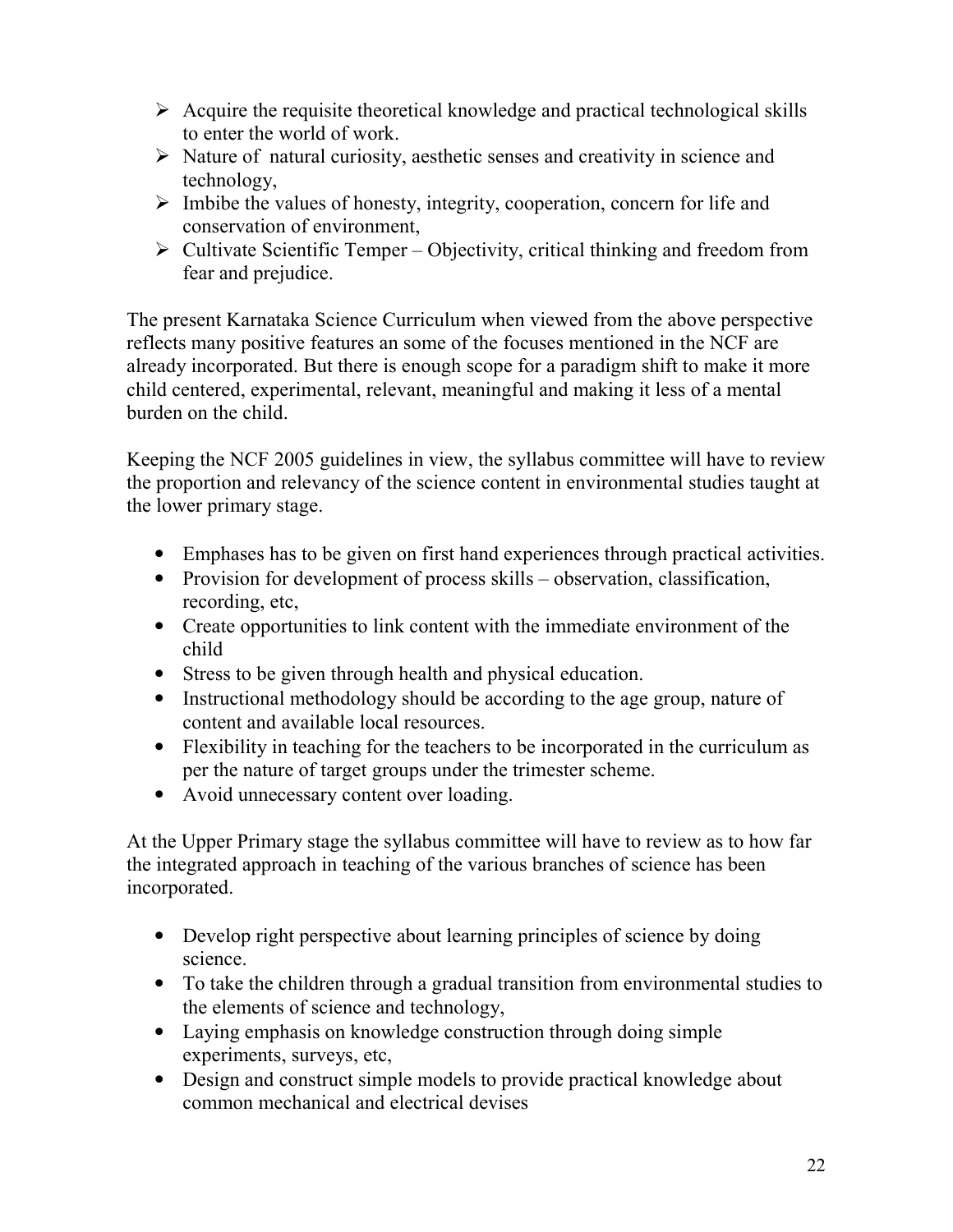- Acquire the requisite theoretical knowledge and practical technological skills to enter the world of work.
- Nature of natural curiosity, aesthetic senses and creativity in science and technology,
- Imbibe the values of honesty, integrity, cooperation, concern for life and conservation of environment,
- Cultivate Scientific Temper – Objectivity, critical thinking and freedom from fear and prejudice.

The present Karnataka Science Curriculum when viewed from the above perspective reflects many positive features an some of the focuses mentioned in the NCF are already incorporated. But there is enough scope for a paradigm shift to make it more child centered, experimental, relevant, meaningful and making it less of a mental burden on the child.

Keeping the NCF 2005 guidelines in view, the syllabus committee will have to review the proportion and relevancy of the science content in environmental studies taught at the lower primary stage.

- Emphases has to be given on first hand experiences through practical activities.
- Provision for development of process skills – observation, classification, recording, etc,
- Create opportunities to link content with the immediate environment of the child
- Stress to be given through health and physical education.
- Instructional methodology should be according to the age group, nature of content and available local resources.
- Flexibility in teaching for the teachers to be incorporated in the curriculum as per the nature of target groups under the trimester scheme.
- Avoid unnecessary content over loading.

At the Upper Primary stage the syllabus committee will have to review as to how far the integrated approach in teaching of the various branches of science has been incorporated.

- Develop right perspective about learning principles of science by doing science.
- To take the children through a gradual transition from environmental studies to the elements of science and technology,
- Laying emphasis on knowledge construction through doing simple experiments, surveys, etc,
- Design and construct simple models to provide practical knowledge about common mechanical and electrical devises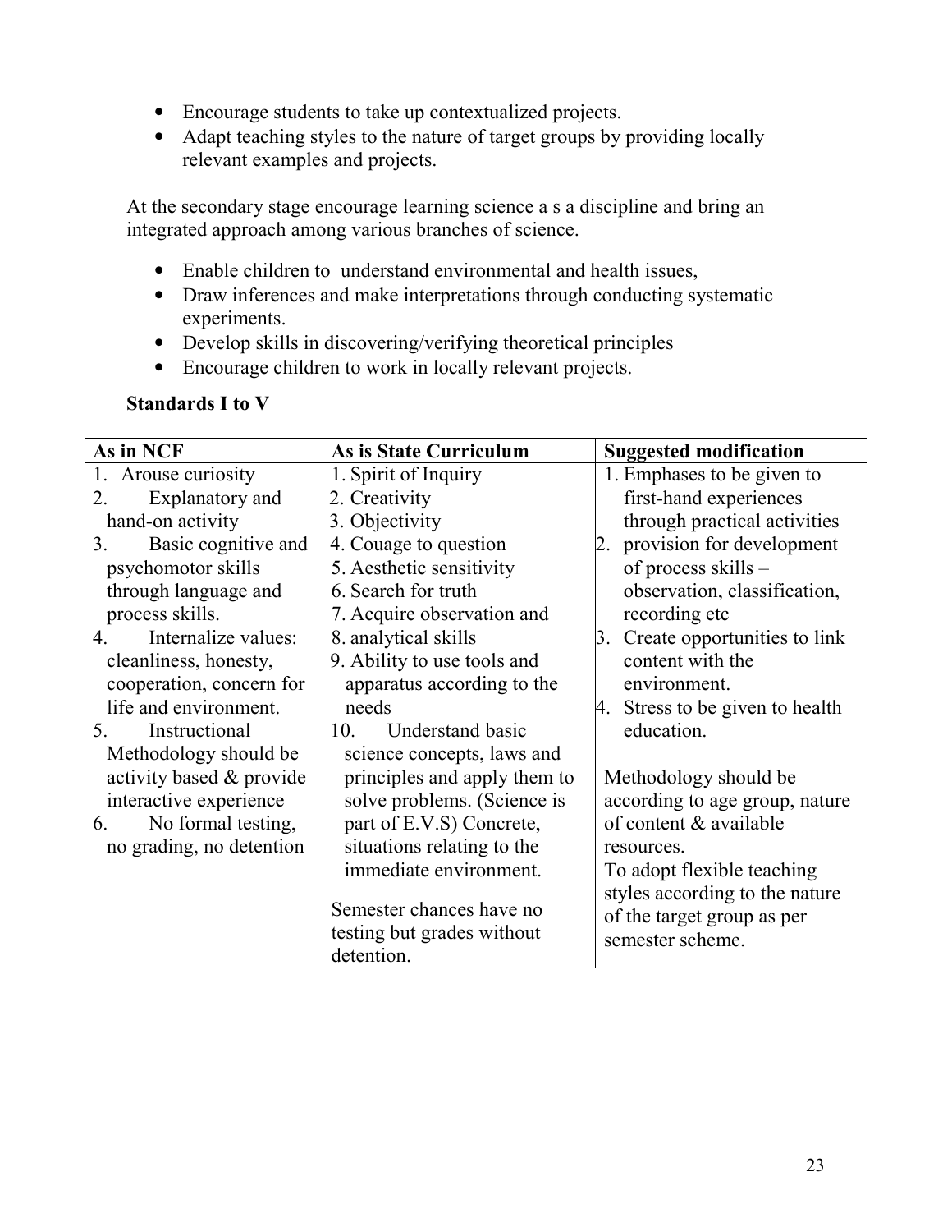- Encourage students to take up contextualized projects.
- Adapt teaching styles to the nature of target groups by providing locally relevant examples and projects.

At the secondary stage encourage learning science a s a discipline and bring an integrated approach among various branches of science.

- Enable children to understand environmental and health issues,
- Draw inferences and make interpretations through conducting systematic experiments.
- Develop skills in discovering/verifying theoretical principles
- Encourage children to work in locally relevant projects.

**Standards I to V**

| As in NCF | As is State Curriculum | Suggested modification |
| --- | --- | --- |
| 1. Arouse curiosity<br>2. Explanatory and hand-on activity<br>3. Basic cognitive and psychomotor skills through language and process skills.<br>4. Internalize values: cleanliness, honesty, cooperation, concern for life and environment.<br>5. Instructional Methodology should be activity based & provide interactive experience<br>6. No formal testing, no grading, no detention | 1. Spirit of Inquiry<br>2. Creativity<br>3. Objectivity<br>4. Couage to question<br>5. Aesthetic sensitivity<br>6. Search for truth<br>7. Acquire observation and<br>8. analytical skills<br>9. Ability to use tools and apparatus according to the needs<br>10. Understand basic science concepts, laws and principles and apply them to solve problems. (Science is part of E.V.S) Concrete, situations relating to the immediate environment.<br><br>Semester chances have no testing but grades without detention. | 1. Emphases to be given to first-hand experiences through practical activities<br>2. provision for development of process skills – observation, classification, recording etc<br>3. Create opportunities to link content with the environment.<br>4. Stress to be given to health education.<br><br>Methodology should be according to age group, nature of content & available resources.<br>To adopt flexible teaching styles according to the nature of the target group as per semester scheme. |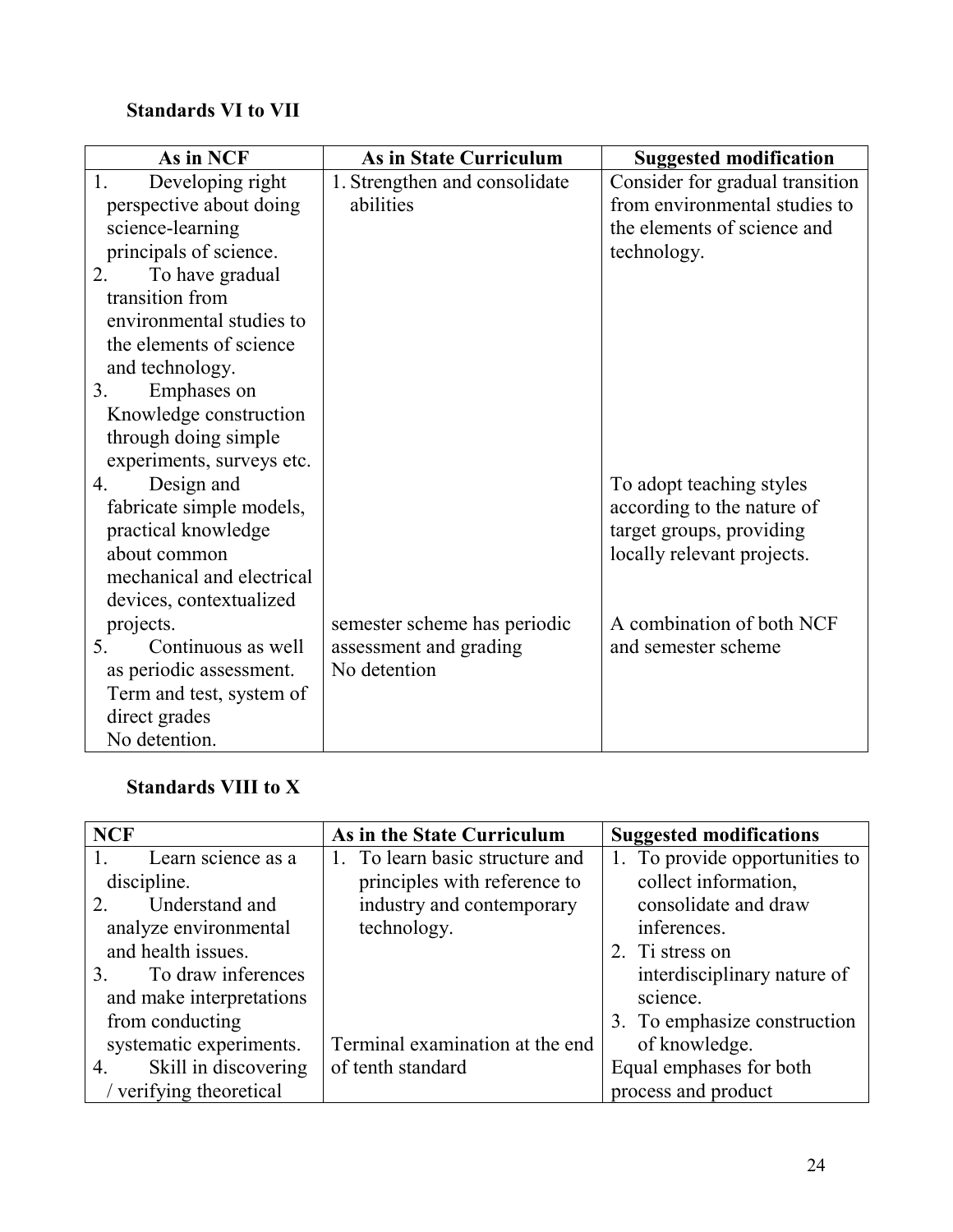**Standards VI to VII**

| As in NCF | As in State Curriculum | Suggested modification |
|---|---|---|
| 1. Developing right perspective about doing science-learning principals of science.<br>2. To have gradual transition from environmental studies to the elements of science and technology.<br>3. Emphases on Knowledge construction through doing simple experiments, surveys etc. | 1. Strengthen and consolidate abilities | Consider for gradual transition from environmental studies to the elements of science and technology. |
| 4. Design and fabricate simple models, practical knowledge about common mechanical and electrical devices, contextualized projects. | | To adopt teaching styles according to the nature of target groups, providing locally relevant projects. |
| 5. Continuous as well as periodic assessment. Term and test, system of direct grades<br>No detention. | semester scheme has periodic assessment and grading<br>No detention | A combination of both NCF and semester scheme |

**Standards VIII to X**

| NCF | As in the State Curriculum | Suggested modifications |
|---|---|---|
| 1. Learn science as a discipline.<br>2. Understand and analyze environmental and health issues.<br>3. To draw inferences and make interpretations from conducting systematic experiments. | 1. To learn basic structure and principles with reference to industry and contemporary technology. | 1. To provide opportunities to collect information, consolidate and draw inferences.<br>2. Ti stress on interdisciplinary nature of science.<br>3. To emphasize construction of knowledge. |
| 4. Skill in discovering / verifying theoretical | Terminal examination at the end of tenth standard | Equal emphases for both process and product |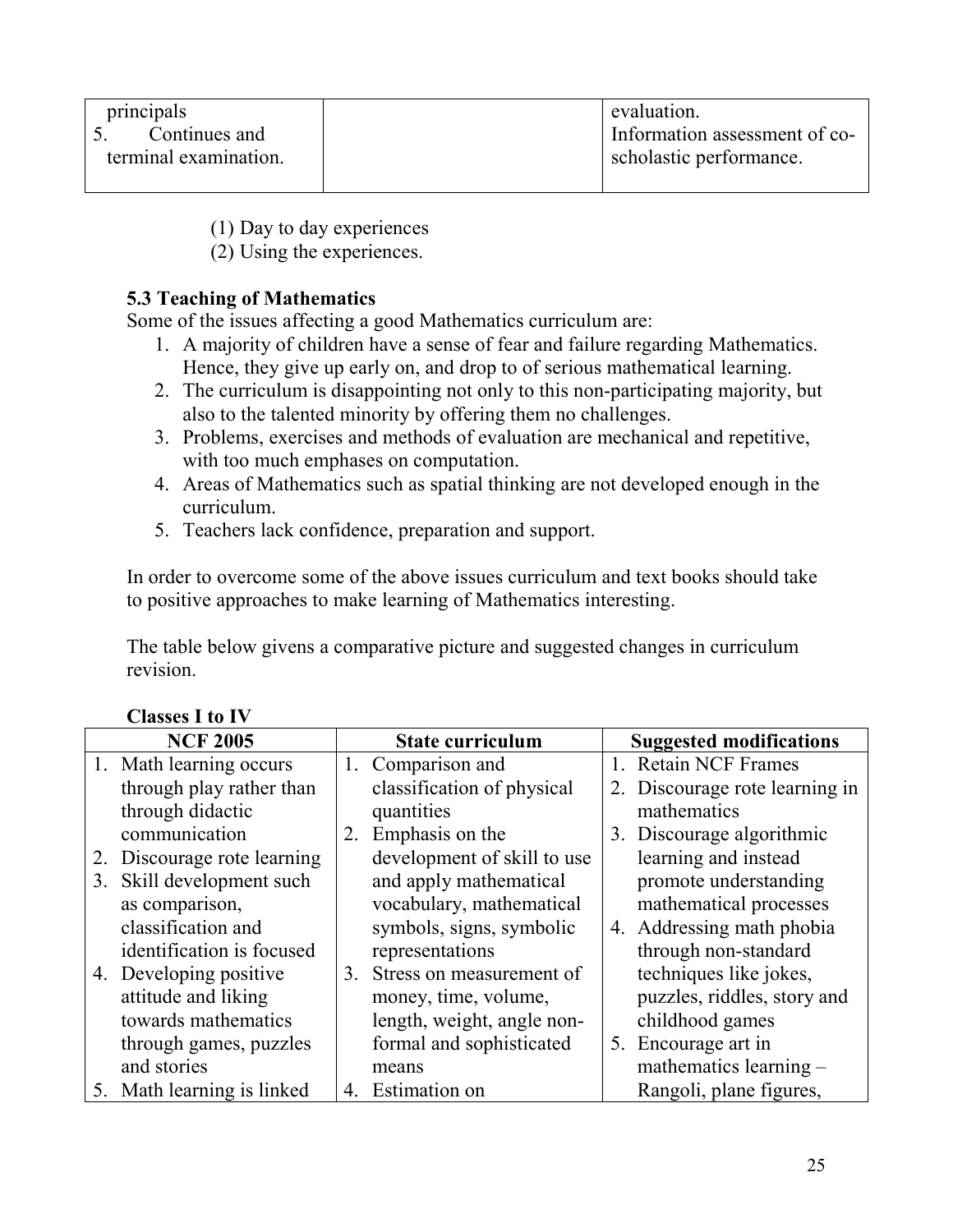| | | |
|---|---|---|
| principals<br>5. Continues and terminal examination. | | evaluation.<br>Information assessment of co-scholastic performance. |

(1) Day to day experiences
(2) Using the experiences.

### 5.3 Teaching of Mathematics

Some of the issues affecting a good Mathematics curriculum are:

1. A majority of children have a sense of fear and failure regarding Mathematics. Hence, they give up early on, and drop to of serious mathematical learning.
2. The curriculum is disappointing not only to this non-participating majority, but also to the talented minority by offering them no challenges.
3. Problems, exercises and methods of evaluation are mechanical and repetitive, with too much emphases on computation.
4. Areas of Mathematics such as spatial thinking are not developed enough in the curriculum.
5. Teachers lack confidence, preparation and support.

In order to overcome some of the above issues curriculum and text books should take to positive approaches to make learning of Mathematics interesting.

The table below givens a comparative picture and suggested changes in curriculum revision.

**Classes I to IV**

| NCF 2005 | State curriculum | Suggested modifications |
|---|---|---|
| 1. Math learning occurs through play rather than through didactic communication<br>2. Discourage rote learning<br>3. Skill development such as comparison, classification and identification is focused<br>4. Developing positive attitude and liking towards mathematics through games, puzzles and stories<br>5. Math learning is linked | 1. Comparison and classification of physical quantities<br>2. Emphasis on the development of skill to use and apply mathematical vocabulary, mathematical symbols, signs, symbolic representations<br>3. Stress on measurement of money, time, volume, length, weight, angle non-formal and sophisticated means<br>4. Estimation on | 1. Retain NCF Frames<br>2. Discourage rote learning in mathematics<br>3. Discourage algorithmic learning and instead promote understanding mathematical processes<br>4. Addressing math phobia through non-standard techniques like jokes, puzzles, riddles, story and childhood games<br>5. Encourage art in mathematics learning – Rangoli, plane figures, |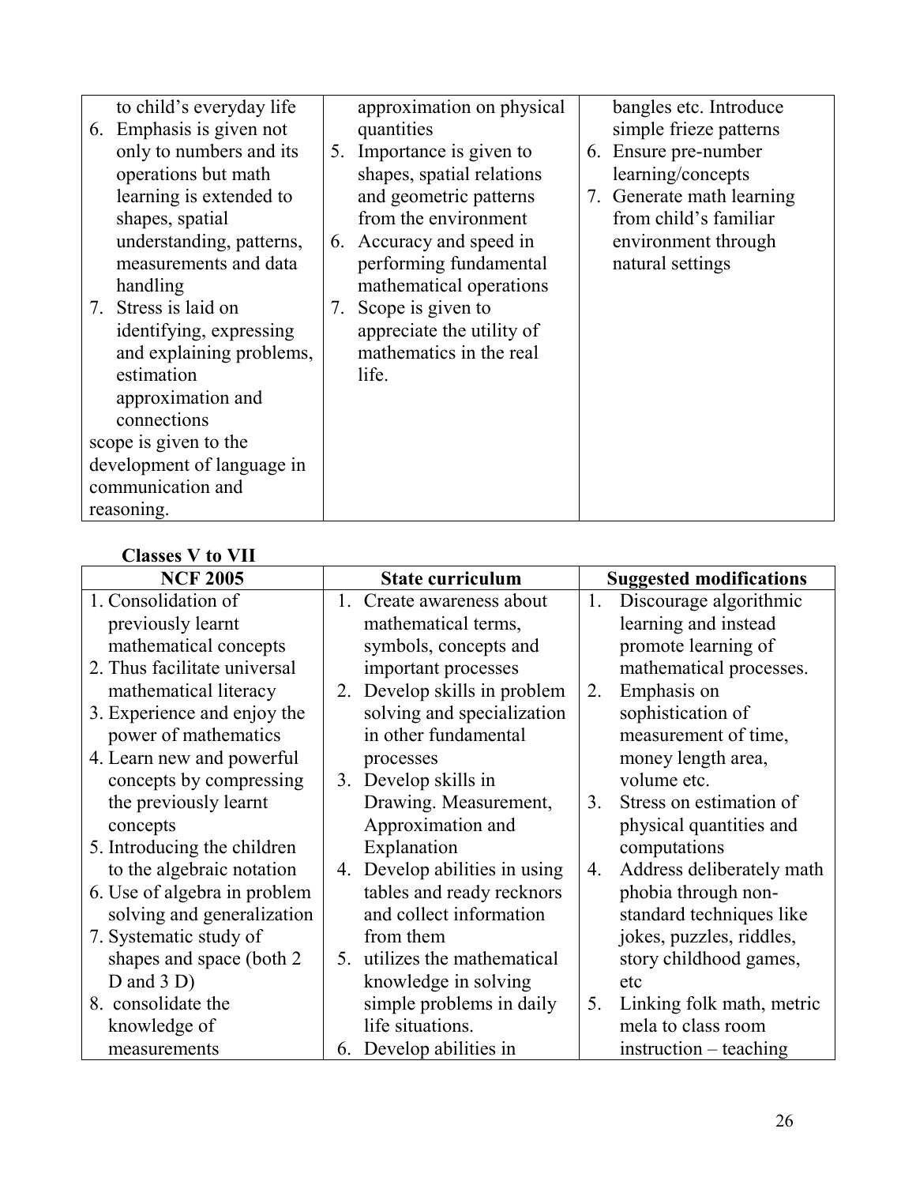| | | |
|---|---|---|
| to child's everyday life<br>6. Emphasis is given not only to numbers and its operations but math learning is extended to shapes, spatial understanding, patterns, measurements and data handling<br>7. Stress is laid on identifying, expressing and explaining problems, estimation approximation and connections<br>scope is given to the development of language in communication and reasoning. | approximation on physical quantities<br>5. Importance is given to shapes, spatial relations and geometric patterns from the environment<br>6. Accuracy and speed in performing fundamental mathematical operations<br>7. Scope is given to appreciate the utility of mathematics in the real life. | bangles etc. Introduce simple frieze patterns<br>6. Ensure pre-number learning/concepts<br>7. Generate math learning from child's familiar environment through natural settings |

**Classes V to VII**

| NCF 2005 | State curriculum | Suggested modifications |
|---|---|---|
| 1. Consolidation of previously learnt mathematical concepts<br>2. Thus facilitate universal mathematical literacy<br>3. Experience and enjoy the power of mathematics<br>4. Learn new and powerful concepts by compressing the previously learnt concepts<br>5. Introducing the children to the algebraic notation<br>6. Use of algebra in problem solving and generalization<br>7. Systematic study of shapes and space (both 2 D and 3 D)<br>8. consolidate the knowledge of measurements | 1. Create awareness about mathematical terms, symbols, concepts and important processes<br>2. Develop skills in problem solving and specialization in other fundamental processes<br>3. Develop skills in Drawing. Measurement, Approximation and Explanation<br>4. Develop abilities in using tables and ready recknors and collect information from them<br>5. utilizes the mathematical knowledge in solving simple problems in daily life situations.<br>6. Develop abilities in | 1. Discourage algorithmic learning and instead promote learning of mathematical processes.<br>2. Emphasis on sophistication of measurement of time, money length area, volume etc.<br>3. Stress on estimation of physical quantities and computations<br>4. Address deliberately math phobia through non-standard techniques like jokes, puzzles, riddles, story childhood games, etc<br>5. Linking folk math, metric mela to class room instruction – teaching |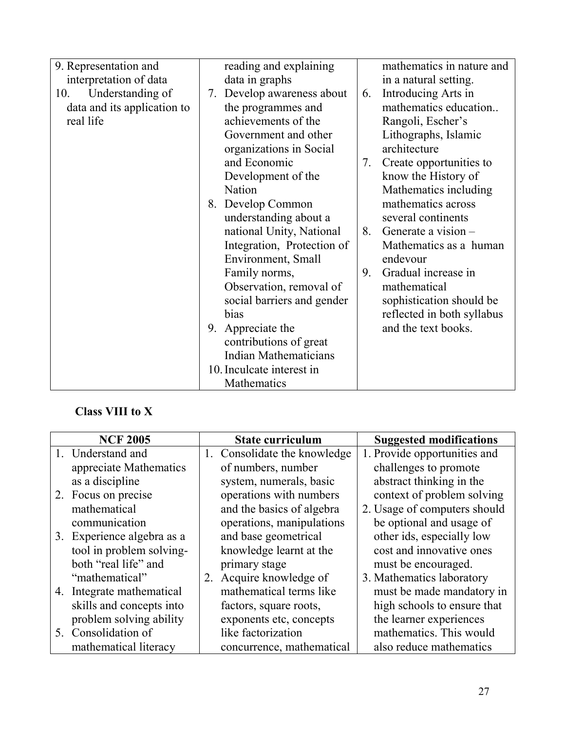| | | |
|---|---|---|
| 9. Representation and interpretation of data<br>10. Understanding of data and its application to real life | reading and explaining data in graphs<br>7. Develop awareness about the programmes and achievements of the Government and other organizations in Social and Economic Development of the Nation<br>8. Develop Common understanding about a national Unity, National Integration, Protection of Environment, Small Family norms, Observation, removal of social barriers and gender bias<br>9. Appreciate the contributions of great Indian Mathematicians<br>10. Inculcate interest in Mathematics | mathematics in nature and in a natural setting.<br>6. Introducing Arts in mathematics education.. Rangoli, Escher's Lithographs, Islamic architecture<br>7. Create opportunities to know the History of Mathematics including mathematics across several continents<br>8. Generate a vision – Mathematics as a human endevour<br>9. Gradual increase in mathematical sophistication should be reflected in both syllabus and the text books. |

**Class VIII to X**

| NCF 2005 | State curriculum | Suggested modifications |
|---|---|---|
| 1. Understand and appreciate Mathematics as a discipline<br>2. Focus on precise mathematical communication<br>3. Experience algebra as a tool in problem solving- both "real life" and "mathematical"<br>4. Integrate mathematical skills and concepts into problem solving ability<br>5. Consolidation of mathematical literacy | 1. Consolidate the knowledge of numbers, number system, numerals, basic operations with numbers and the basics of algebra operations, manipulations and base geometrical knowledge learnt at the primary stage<br>2. Acquire knowledge of mathematical terms like factors, square roots, exponents etc, concepts like factorization concurrence, mathematical | 1. Provide opportunities and challenges to promote abstract thinking in the context of problem solving<br>2. Usage of computers should be optional and usage of other ids, especially low cost and innovative ones must be encouraged.<br>3. Mathematics laboratory must be made mandatory in high schools to ensure that the learner experiences mathematics. This would also reduce mathematics |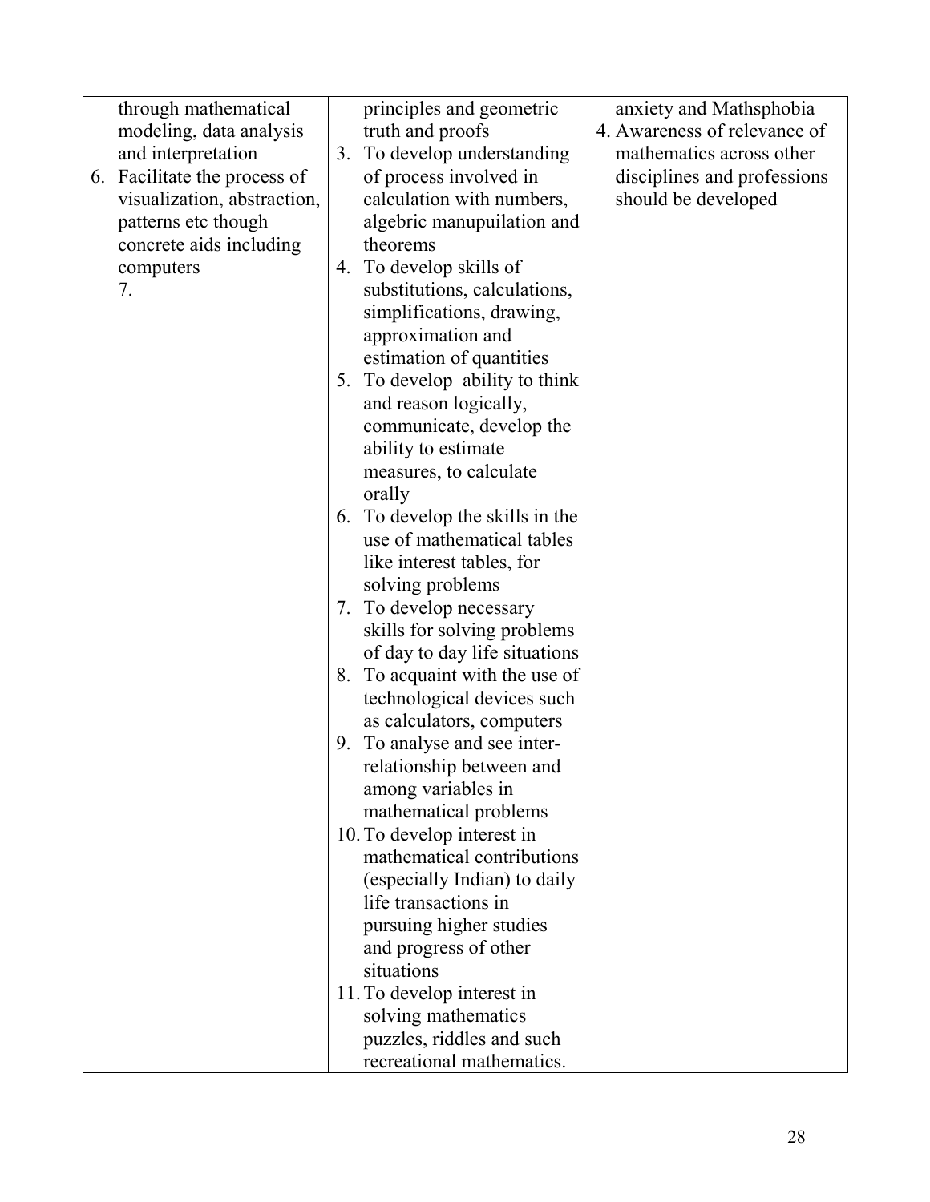| | | |
|---|---|---|
| through mathematical modeling, data analysis and interpretation<br>6. Facilitate the process of visualization, abstraction, patterns etc though concrete aids including computers<br>7. | principles and geometric truth and proofs<br>3. To develop understanding of process involved in calculation with numbers, algebic manupuilation and theorems<br>4. To develop skills of substitutions, calculations, simplifications, drawing, approximation and estimation of quantities<br>5. To develop ability to think and reason logically, communicate, develop the ability to estimate measures, to calculate orally<br>6. To develop the skills in the use of mathematical tables like interest tables, for solving problems<br>7. To develop necessary skills for solving problems of day to day life situations<br>8. To acquaint with the use of technological devices such as calculators, computers<br>9. To analyse and see inter-relationship between and among variables in mathematical problems<br>10. To develop interest in mathematical contributions (especially Indian) to daily life transactions in pursuing higher studies and progress of other situations<br>11. To develop interest in solving mathematics puzzles, riddles and such recreational mathematics. | anxiety and Mathsphobia<br>4. Awareness of relevance of mathematics across other disciplines and professions should be developed |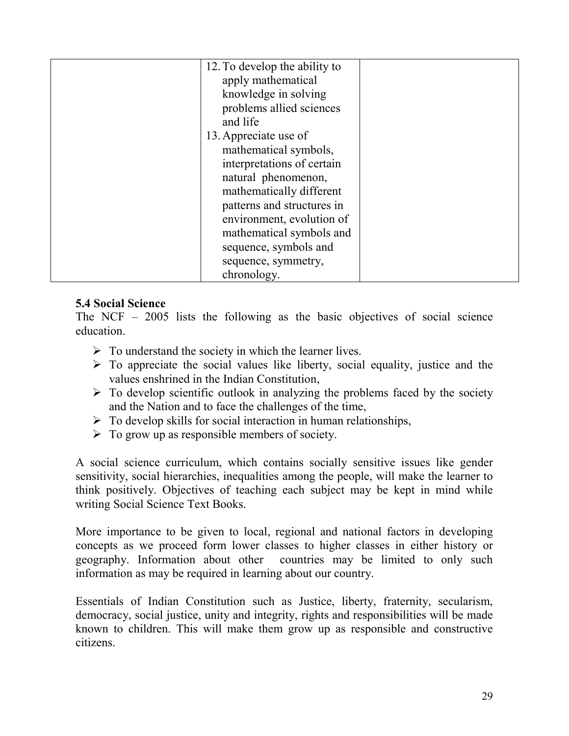| | | |
|---|---|---|
| | 12. To develop the ability to apply mathematical knowledge in solving problems allied sciences and life<br>13. Appreciate use of mathematical symbols, interpretations of certain natural phenomenon, mathematically different patterns and structures in environment, evolution of mathematical symbols and sequence, symbols and sequence, symmetry, chronology. | |

**5.4 Social Science**

The NCF – 2005 lists the following as the basic objectives of social science education.

- To understand the society in which the learner lives.
- To appreciate the social values like liberty, social equality, justice and the values enshrined in the Indian Constitution,
- To develop scientific outlook in analyzing the problems faced by the society and the Nation and to face the challenges of the time,
- To develop skills for social interaction in human relationships,
- To grow up as responsible members of society.

A social science curriculum, which contains socially sensitive issues like gender sensitivity, social hierarchies, inequalities among the people, will make the learner to think positively. Objectives of teaching each subject may be kept in mind while writing Social Science Text Books.

More importance to be given to local, regional and national factors in developing concepts as we proceed form lower classes to higher classes in either history or geography. Information about other countries may be limited to only such information as may be required in learning about our country.

Essentials of Indian Constitution such as Justice, liberty, fraternity, secularism, democracy, social justice, unity and integrity, rights and responsibilities will be made known to children. This will make them grow up as responsible and constructive citizens.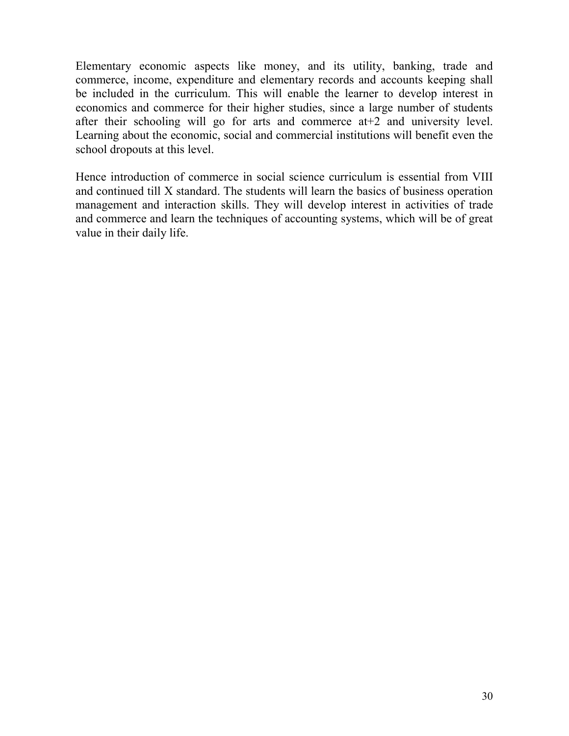Elementary economic aspects like money, and its utility, banking, trade and commerce, income, expenditure and elementary records and accounts keeping shall be included in the curriculum. This will enable the learner to develop interest in economics and commerce for their higher studies, since a large number of students after their schooling will go for arts and commerce at+2 and university level. Learning about the economic, social and commercial institutions will benefit even the school dropouts at this level.

Hence introduction of commerce in social science curriculum is essential from VIII and continued till X standard. The students will learn the basics of business operation management and interaction skills. They will develop interest in activities of trade and commerce and learn the techniques of accounting systems, which will be of great value in their daily life.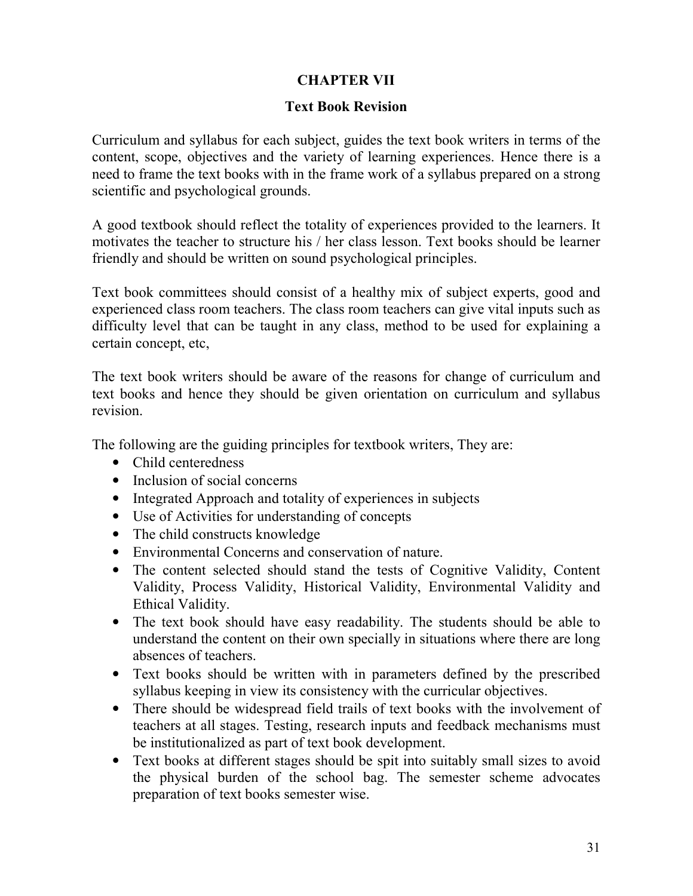# CHAPTER VII

## Text Book Revision

Curriculum and syllabus for each subject, guides the text book writers in terms of the content, scope, objectives and the variety of learning experiences. Hence there is a need to frame the text books with in the frame work of a syllabus prepared on a strong scientific and psychological grounds.

A good textbook should reflect the totality of experiences provided to the learners. It motivates the teacher to structure his / her class lesson. Text books should be learner friendly and should be written on sound psychological principles.

Text book committees should consist of a healthy mix of subject experts, good and experienced class room teachers. The class room teachers can give vital inputs such as difficulty level that can be taught in any class, method to be used for explaining a certain concept, etc,

The text book writers should be aware of the reasons for change of curriculum and text books and hence they should be given orientation on curriculum and syllabus revision.

The following are the guiding principles for textbook writers, They are:

- Child centeredness
- Inclusion of social concerns
- Integrated Approach and totality of experiences in subjects
- Use of Activities for understanding of concepts
- The child constructs knowledge
- Environmental Concerns and conservation of nature.
- The content selected should stand the tests of Cognitive Validity, Content Validity, Process Validity, Historical Validity, Environmental Validity and Ethical Validity.
- The text book should have easy readability. The students should be able to understand the content on their own specially in situations where there are long absences of teachers.
- Text books should be written with in parameters defined by the prescribed syllabus keeping in view its consistency with the curricular objectives.
- There should be widespread field trails of text books with the involvement of teachers at all stages. Testing, research inputs and feedback mechanisms must be institutionalized as part of text book development.
- Text books at different stages should be spit into suitably small sizes to avoid the physical burden of the school bag. The semester scheme advocates preparation of text books semester wise.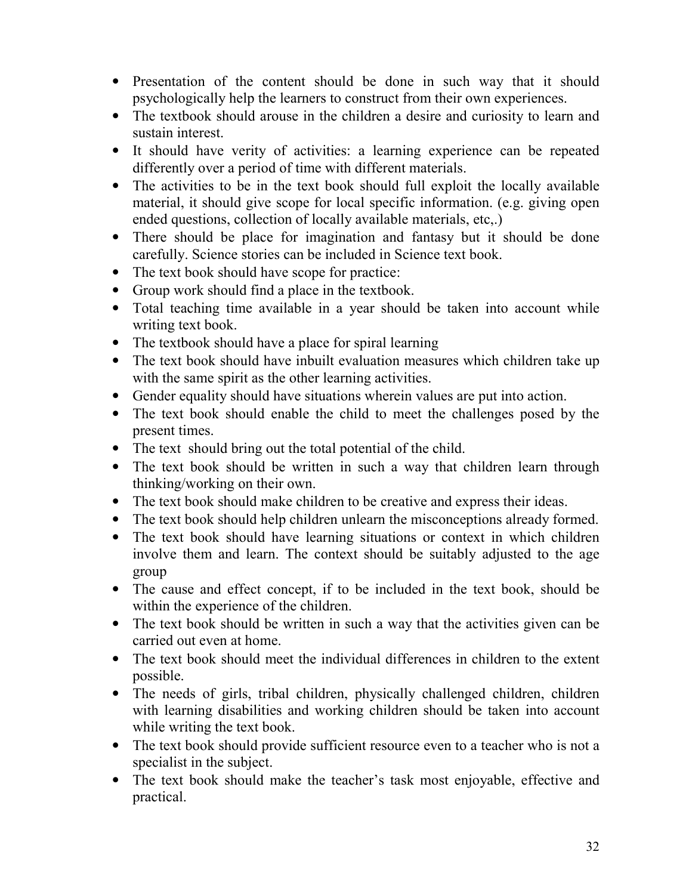- Presentation of the content should be done in such way that it should psychologically help the learners to construct from their own experiences.
- The textbook should arouse in the children a desire and curiosity to learn and sustain interest.
- It should have verity of activities: a learning experience can be repeated differently over a period of time with different materials.
- The activities to be in the text book should full exploit the locally available material, it should give scope for local specific information. (e.g. giving open ended questions, collection of locally available materials, etc,.)
- There should be place for imagination and fantasy but it should be done carefully. Science stories can be included in Science text book.
- The text book should have scope for practice:
- Group work should find a place in the textbook.
- Total teaching time available in a year should be taken into account while writing text book.
- The textbook should have a place for spiral learning
- The text book should have inbuilt evaluation measures which children take up with the same spirit as the other learning activities.
- Gender equality should have situations wherein values are put into action.
- The text book should enable the child to meet the challenges posed by the present times.
- The text should bring out the total potential of the child.
- The text book should be written in such a way that children learn through thinking/working on their own.
- The text book should make children to be creative and express their ideas.
- The text book should help children unlearn the misconceptions already formed.
- The text book should have learning situations or context in which children involve them and learn. The context should be suitably adjusted to the age group
- The cause and effect concept, if to be included in the text book, should be within the experience of the children.
- The text book should be written in such a way that the activities given can be carried out even at home.
- The text book should meet the individual differences in children to the extent possible.
- The needs of girls, tribal children, physically challenged children, children with learning disabilities and working children should be taken into account while writing the text book.
- The text book should provide sufficient resource even to a teacher who is not a specialist in the subject.
- The text book should make the teacher's task most enjoyable, effective and practical.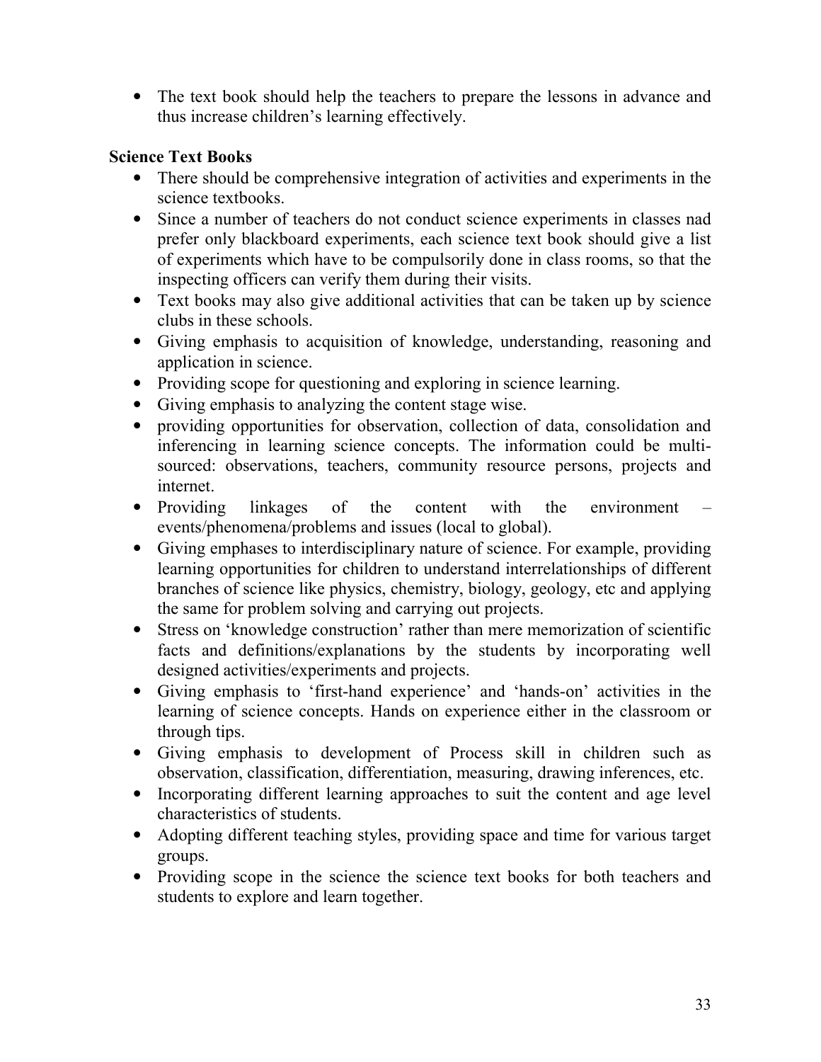- The text book should help the teachers to prepare the lessons in advance and thus increase children's learning effectively.

**Science Text Books**

- There should be comprehensive integration of activities and experiments in the science textbooks.
- Since a number of teachers do not conduct science experiments in classes nad prefer only blackboard experiments, each science text book should give a list of experiments which have to be compulsorily done in class rooms, so that the inspecting officers can verify them during their visits.
- Text books may also give additional activities that can be taken up by science clubs in these schools.
- Giving emphasis to acquisition of knowledge, understanding, reasoning and application in science.
- Providing scope for questioning and exploring in science learning.
- Giving emphasis to analyzing the content stage wise.
- providing opportunities for observation, collection of data, consolidation and inferencing in learning science concepts. The information could be multi-sourced: observations, teachers, community resource persons, projects and internet.
- Providing linkages of the content with the environment – events/phenomena/problems and issues (local to global).
- Giving emphases to interdisciplinary nature of science. For example, providing learning opportunities for children to understand interrelationships of different branches of science like physics, chemistry, biology, geology, etc and applying the same for problem solving and carrying out projects.
- Stress on 'knowledge construction' rather than mere memorization of scientific facts and definitions/explanations by the students by incorporating well designed activities/experiments and projects.
- Giving emphasis to 'first-hand experience' and 'hands-on' activities in the learning of science concepts. Hands on experience either in the classroom or through tips.
- Giving emphasis to development of Process skill in children such as observation, classification, differentiation, measuring, drawing inferences, etc.
- Incorporating different learning approaches to suit the content and age level characteristics of students.
- Adopting different teaching styles, providing space and time for various target groups.
- Providing scope in the science the science text books for both teachers and students to explore and learn together.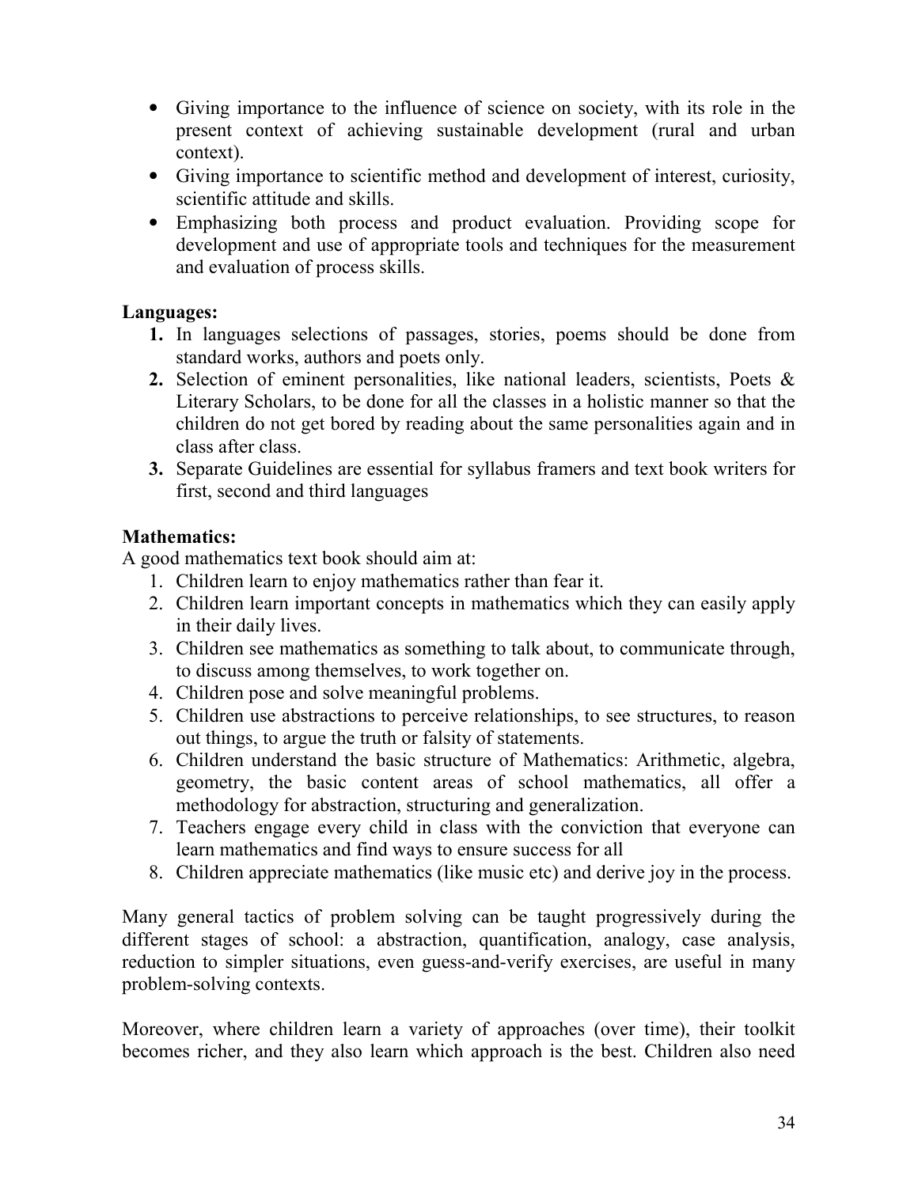- Giving importance to the influence of science on society, with its role in the present context of achieving sustainable development (rural and urban context).
- Giving importance to scientific method and development of interest, curiosity, scientific attitude and skills.
- Emphasizing both process and product evaluation. Providing scope for development and use of appropriate tools and techniques for the measurement and evaluation of process skills.

**Languages:**

1. In languages selections of passages, stories, poems should be done from standard works, authors and poets only.
2. Selection of eminent personalities, like national leaders, scientists, Poets & Literary Scholars, to be done for all the classes in a holistic manner so that the children do not get bored by reading about the same personalities again and in class after class.
3. Separate Guidelines are essential for syllabus framers and text book writers for first, second and third languages

**Mathematics:**

A good mathematics text book should aim at:

1. Children learn to enjoy mathematics rather than fear it.
2. Children learn important concepts in mathematics which they can easily apply in their daily lives.
3. Children see mathematics as something to talk about, to communicate through, to discuss among themselves, to work together on.
4. Children pose and solve meaningful problems.
5. Children use abstractions to perceive relationships, to see structures, to reason out things, to argue the truth or falsity of statements.
6. Children understand the basic structure of Mathematics: Arithmetic, algebra, geometry, the basic content areas of school mathematics, all offer a methodology for abstraction, structuring and generalization.
7. Teachers engage every child in class with the conviction that everyone can learn mathematics and find ways to ensure success for all
8. Children appreciate mathematics (like music etc) and derive joy in the process.

Many general tactics of problem solving can be taught progressively during the different stages of school: a abstraction, quantification, analogy, case analysis, reduction to simpler situations, even guess-and-verify exercises, are useful in many problem-solving contexts.

Moreover, where children learn a variety of approaches (over time), their toolkit becomes richer, and they also learn which approach is the best. Children also need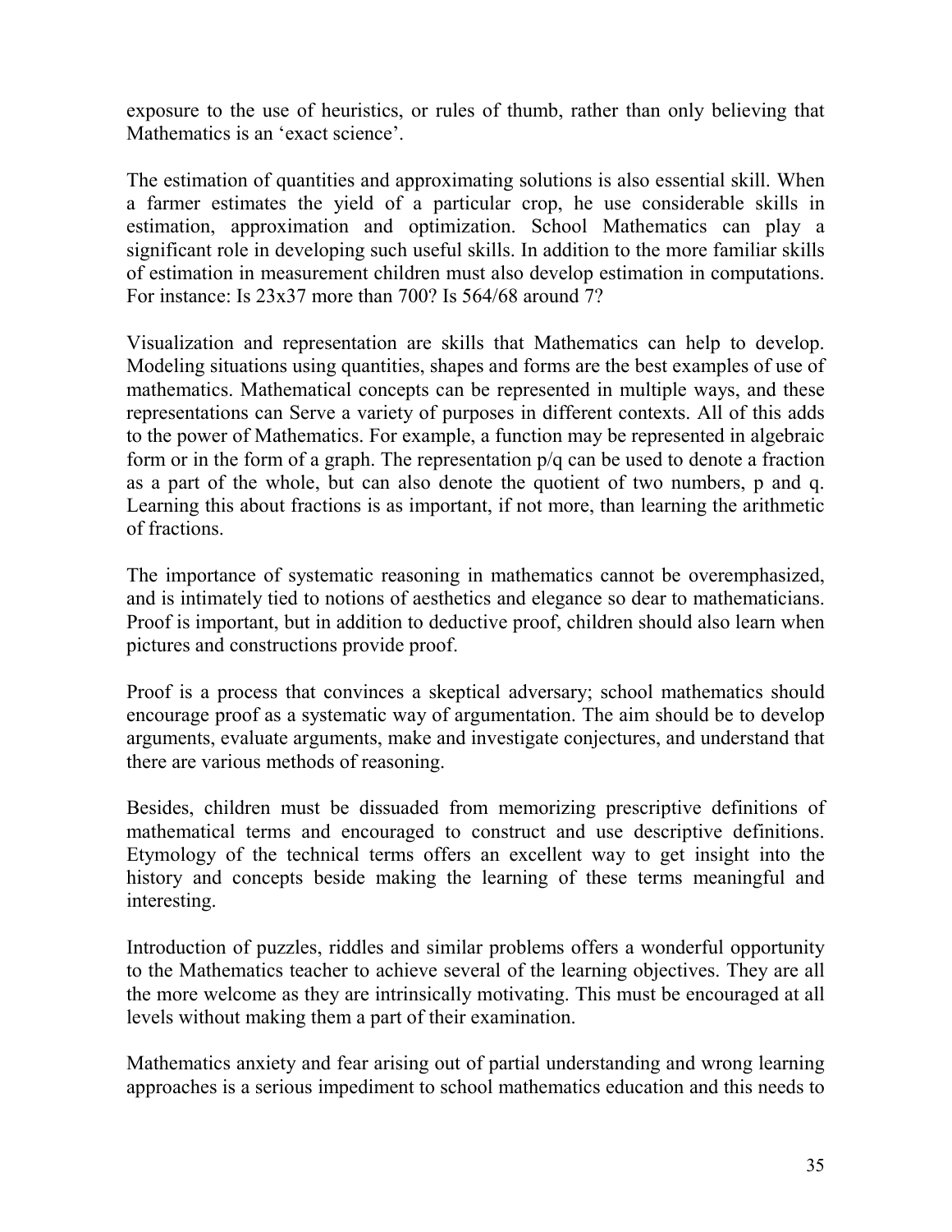exposure to the use of heuristics, or rules of thumb, rather than only believing that Mathematics is an 'exact science'.

The estimation of quantities and approximating solutions is also essential skill. When a farmer estimates the yield of a particular crop, he use considerable skills in estimation, approximation and optimization. School Mathematics can play a significant role in developing such useful skills. In addition to the more familiar skills of estimation in measurement children must also develop estimation in computations. For instance: Is 23x37 more than 700? Is 564/68 around 7?

Visualization and representation are skills that Mathematics can help to develop. Modeling situations using quantities, shapes and forms are the best examples of use of mathematics. Mathematical concepts can be represented in multiple ways, and these representations can Serve a variety of purposes in different contexts. All of this adds to the power of Mathematics. For example, a function may be represented in algebraic form or in the form of a graph. The representation p/q can be used to denote a fraction as a part of the whole, but can also denote the quotient of two numbers, p and q. Learning this about fractions is as important, if not more, than learning the arithmetic of fractions.

The importance of systematic reasoning in mathematics cannot be overemphasized, and is intimately tied to notions of aesthetics and elegance so dear to mathematicians. Proof is important, but in addition to deductive proof, children should also learn when pictures and constructions provide proof.

Proof is a process that convinces a skeptical adversary; school mathematics should encourage proof as a systematic way of argumentation. The aim should be to develop arguments, evaluate arguments, make and investigate conjectures, and understand that there are various methods of reasoning.

Besides, children must be dissuaded from memorizing prescriptive definitions of mathematical terms and encouraged to construct and use descriptive definitions. Etymology of the technical terms offers an excellent way to get insight into the history and concepts beside making the learning of these terms meaningful and interesting.

Introduction of puzzles, riddles and similar problems offers a wonderful opportunity to the Mathematics teacher to achieve several of the learning objectives. They are all the more welcome as they are intrinsically motivating. This must be encouraged at all levels without making them a part of their examination.

Mathematics anxiety and fear arising out of partial understanding and wrong learning approaches is a serious impediment to school mathematics education and this needs to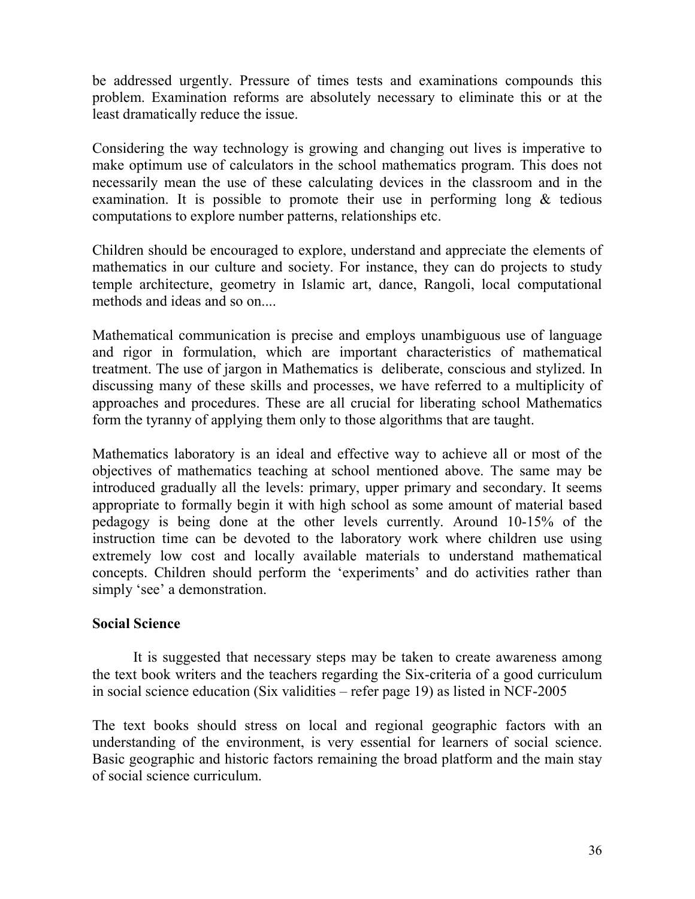be addressed urgently. Pressure of times tests and examinations compounds this problem. Examination reforms are absolutely necessary to eliminate this or at the least dramatically reduce the issue.

Considering the way technology is growing and changing out lives is imperative to make optimum use of calculators in the school mathematics program. This does not necessarily mean the use of these calculating devices in the classroom and in the examination. It is possible to promote their use in performing long & tedious computations to explore number patterns, relationships etc.

Children should be encouraged to explore, understand and appreciate the elements of mathematics in our culture and society. For instance, they can do projects to study temple architecture, geometry in Islamic art, dance, Rangoli, local computational methods and ideas and so on....

Mathematical communication is precise and employs unambiguous use of language and rigor in formulation, which are important characteristics of mathematical treatment. The use of jargon in Mathematics is deliberate, conscious and stylized. In discussing many of these skills and processes, we have referred to a multiplicity of approaches and procedures. These are all crucial for liberating school Mathematics form the tyranny of applying them only to those algorithms that are taught.

Mathematics laboratory is an ideal and effective way to achieve all or most of the objectives of mathematics teaching at school mentioned above. The same may be introduced gradually all the levels: primary, upper primary and secondary. It seems appropriate to formally begin it with high school as some amount of material based pedagogy is being done at the other levels currently. Around 10-15% of the instruction time can be devoted to the laboratory work where children use using extremely low cost and locally available materials to understand mathematical concepts. Children should perform the 'experiments' and do activities rather than simply 'see' a demonstration.

**Social Science**

It is suggested that necessary steps may be taken to create awareness among the text book writers and the teachers regarding the Six-criteria of a good curriculum in social science education (Six validities – refer page 19) as listed in NCF-2005

The text books should stress on local and regional geographic factors with an understanding of the environment, is very essential for learners of social science. Basic geographic and historic factors remaining the broad platform and the main stay of social science curriculum.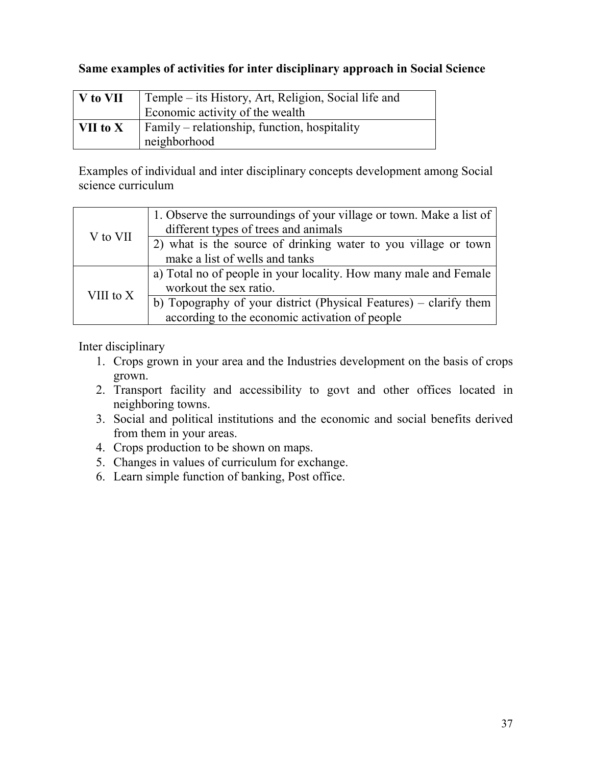**Same examples of activities for inter disciplinary approach in Social Science**

| | |
|---|---|
| **V to VII** | Temple – its History, Art, Religion, Social life and Economic activity of the wealth |
| **VII to X** | Family – relationship, function, hospitality neighborhood |

Examples of individual and inter disciplinary concepts development among Social science curriculum

| | |
|---|---|
| V to VII | 1. Observe the surroundings of your village or town. Make a list of different types of trees and animals |
| | 2) what is the source of drinking water to you village or town make a list of wells and tanks |
| VIII to X | a) Total no of people in your locality. How many male and Female workout the sex ratio. |
| | b) Topography of your district (Physical Features) – clarify them according to the economic activation of people |

Inter disciplinary

1. Crops grown in your area and the Industries development on the basis of crops grown.
2. Transport facility and accessibility to govt and other offices located in neighboring towns.
3. Social and political institutions and the economic and social benefits derived from them in your areas.
4. Crops production to be shown on maps.
5. Changes in values of curriculum for exchange.
6. Learn simple function of banking, Post office.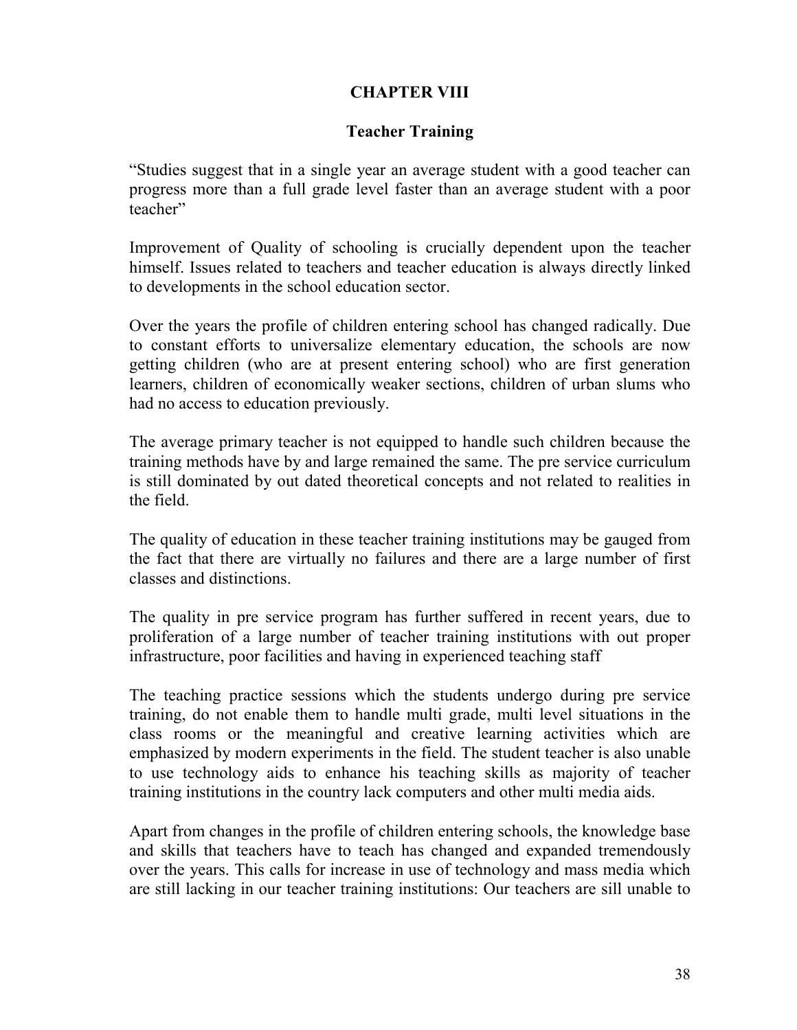# CHAPTER VIII

## Teacher Training

"Studies suggest that in a single year an average student with a good teacher can progress more than a full grade level faster than an average student with a poor teacher"

Improvement of Quality of schooling is crucially dependent upon the teacher himself. Issues related to teachers and teacher education is always directly linked to developments in the school education sector.

Over the years the profile of children entering school has changed radically. Due to constant efforts to universalize elementary education, the schools are now getting children (who are at present entering school) who are first generation learners, children of economically weaker sections, children of urban slums who had no access to education previously.

The average primary teacher is not equipped to handle such children because the training methods have by and large remained the same. The pre service curriculum is still dominated by out dated theoretical concepts and not related to realities in the field.

The quality of education in these teacher training institutions may be gauged from the fact that there are virtually no failures and there are a large number of first classes and distinctions.

The quality in pre service program has further suffered in recent years, due to proliferation of a large number of teacher training institutions with out proper infrastructure, poor facilities and having in experienced teaching staff

The teaching practice sessions which the students undergo during pre service training, do not enable them to handle multi grade, multi level situations in the class rooms or the meaningful and creative learning activities which are emphasized by modern experiments in the field. The student teacher is also unable to use technology aids to enhance his teaching skills as majority of teacher training institutions in the country lack computers and other multi media aids.

Apart from changes in the profile of children entering schools, the knowledge base and skills that teachers have to teach has changed and expanded tremendously over the years. This calls for increase in use of technology and mass media which are still lacking in our teacher training institutions: Our teachers are sill unable to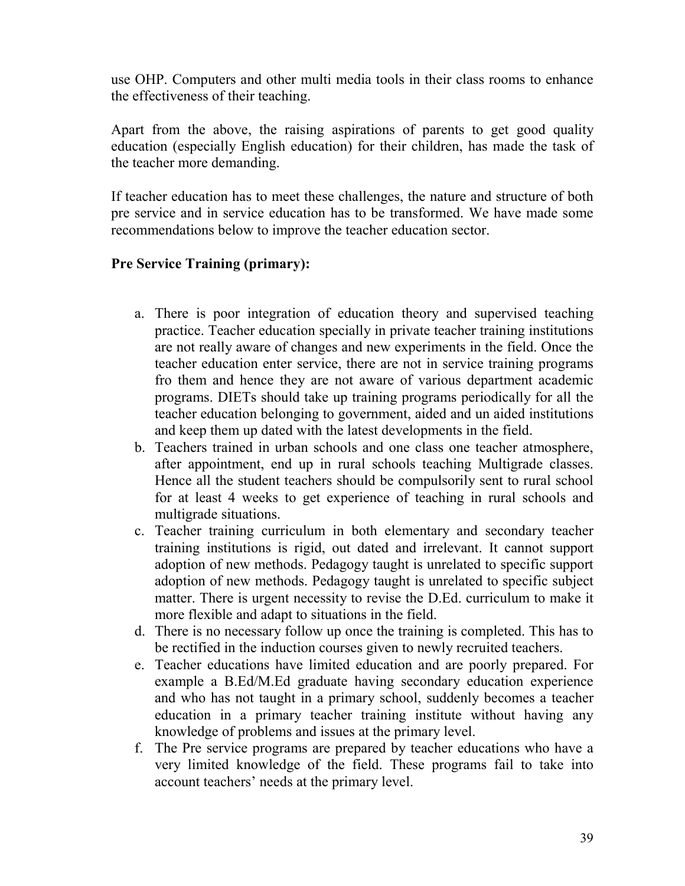use OHP. Computers and other multi media tools in their class rooms to enhance the effectiveness of their teaching.

Apart from the above, the raising aspirations of parents to get good quality education (especially English education) for their children, has made the task of the teacher more demanding.

If teacher education has to meet these challenges, the nature and structure of both pre service and in service education has to be transformed. We have made some recommendations below to improve the teacher education sector.

**Pre Service Training (primary):**

a. There is poor integration of education theory and supervised teaching practice. Teacher education specially in private teacher training institutions are not really aware of changes and new experiments in the field. Once the teacher education enter service, there are not in service training programs fro them and hence they are not aware of various department academic programs. DIETs should take up training programs periodically for all the teacher education belonging to government, aided and un aided institutions and keep them up dated with the latest developments in the field.
b. Teachers trained in urban schools and one class one teacher atmosphere, after appointment, end up in rural schools teaching Multigrade classes. Hence all the student teachers should be compulsorily sent to rural school for at least 4 weeks to get experience of teaching in rural schools and multigrade situations.
c. Teacher training curriculum in both elementary and secondary teacher training institutions is rigid, out dated and irrelevant. It cannot support adoption of new methods. Pedagogy taught is unrelated to specific support adoption of new methods. Pedagogy taught is unrelated to specific subject matter. There is urgent necessity to revise the D.Ed. curriculum to make it more flexible and adapt to situations in the field.
d. There is no necessary follow up once the training is completed. This has to be rectified in the induction courses given to newly recruited teachers.
e. Teacher educations have limited education and are poorly prepared. For example a B.Ed/M.Ed graduate having secondary education experience and who has not taught in a primary school, suddenly becomes a teacher education in a primary teacher training institute without having any knowledge of problems and issues at the primary level.
f. The Pre service programs are prepared by teacher educations who have a very limited knowledge of the field. These programs fail to take into account teachers' needs at the primary level.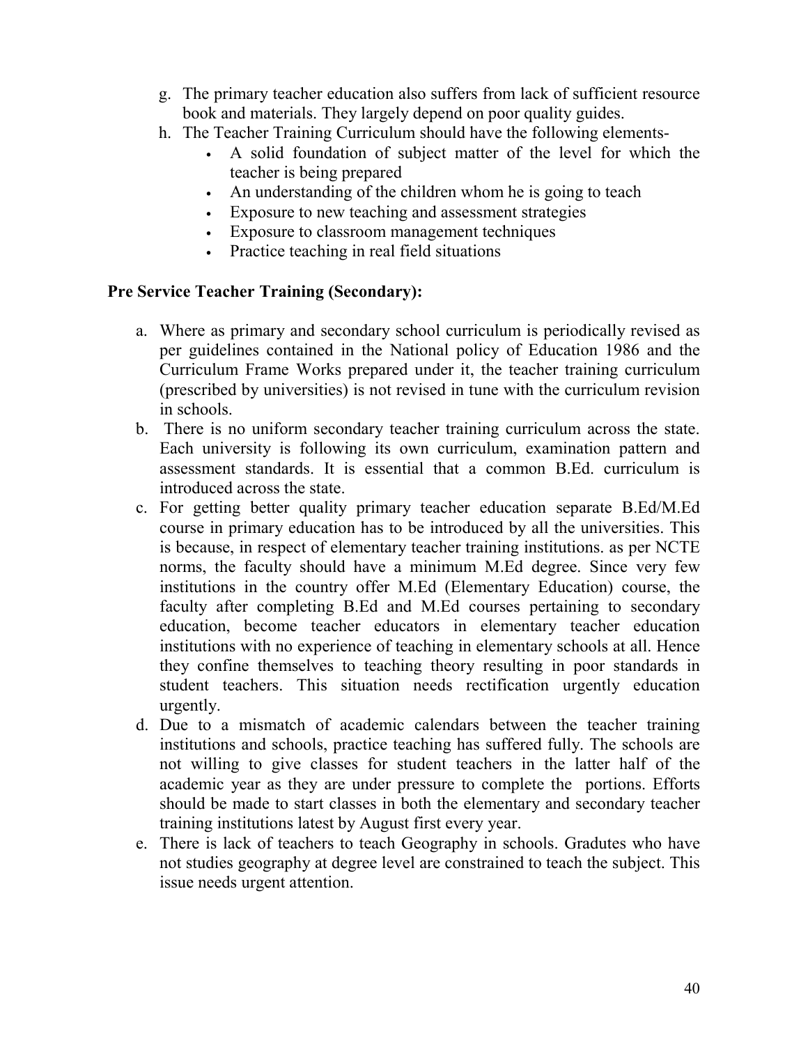g. The primary teacher education also suffers from lack of sufficient resource book and materials. They largely depend on poor quality guides.
h. The Teacher Training Curriculum should have the following elements-
   - A solid foundation of subject matter of the level for which the teacher is being prepared
   - An understanding of the children whom he is going to teach
   - Exposure to new teaching and assessment strategies
   - Exposure to classroom management techniques
   - Practice teaching in real field situations

**Pre Service Teacher Training (Secondary):**

a. Where as primary and secondary school curriculum is periodically revised as per guidelines contained in the National policy of Education 1986 and the Curriculum Frame Works prepared under it, the teacher training curriculum (prescribed by universities) is not revised in tune with the curriculum revision in schools.
b. There is no uniform secondary teacher training curriculum across the state. Each university is following its own curriculum, examination pattern and assessment standards. It is essential that a common B.Ed. curriculum is introduced across the state.
c. For getting better quality primary teacher education separate B.Ed/M.Ed course in primary education has to be introduced by all the universities. This is because, in respect of elementary teacher training institutions. as per NCTE norms, the faculty should have a minimum M.Ed degree. Since very few institutions in the country offer M.Ed (Elementary Education) course, the faculty after completing B.Ed and M.Ed courses pertaining to secondary education, become teacher educators in elementary teacher education institutions with no experience of teaching in elementary schools at all. Hence they confine themselves to teaching theory resulting in poor standards in student teachers. This situation needs rectification urgently education urgently.
d. Due to a mismatch of academic calendars between the teacher training institutions and schools, practice teaching has suffered fully. The schools are not willing to give classes for student teachers in the latter half of the academic year as they are under pressure to complete the portions. Efforts should be made to start classes in both the elementary and secondary teacher training institutions latest by August first every year.
e. There is lack of teachers to teach Geography in schools. Gradutes who have not studies geography at degree level are constrained to teach the subject. This issue needs urgent attention.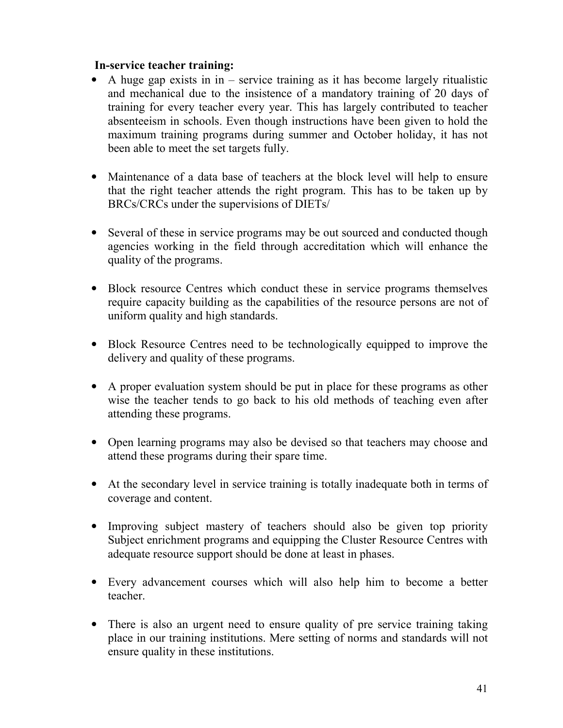**In-service teacher training:**

- A huge gap exists in in – service training as it has become largely ritualistic and mechanical due to the insistence of a mandatory training of 20 days of training for every teacher every year. This has largely contributed to teacher absenteeism in schools. Even though instructions have been given to hold the maximum training programs during summer and October holiday, it has not been able to meet the set targets fully.

- Maintenance of a data base of teachers at the block level will help to ensure that the right teacher attends the right program. This has to be taken up by BRCs/CRCs under the supervisions of DIETs/

- Several of these in service programs may be out sourced and conducted though agencies working in the field through accreditation which will enhance the quality of the programs.

- Block resource Centres which conduct these in service programs themselves require capacity building as the capabilities of the resource persons are not of uniform quality and high standards.

- Block Resource Centres need to be technologically equipped to improve the delivery and quality of these programs.

- A proper evaluation system should be put in place for these programs as other wise the teacher tends to go back to his old methods of teaching even after attending these programs.

- Open learning programs may also be devised so that teachers may choose and attend these programs during their spare time.

- At the secondary level in service training is totally inadequate both in terms of coverage and content.

- Improving subject mastery of teachers should also be given top priority Subject enrichment programs and equipping the Cluster Resource Centres with adequate resource support should be done at least in phases.

- Every advancement courses which will also help him to become a better teacher.

- There is also an urgent need to ensure quality of pre service training taking place in our training institutions. Mere setting of norms and standards will not ensure quality in these institutions.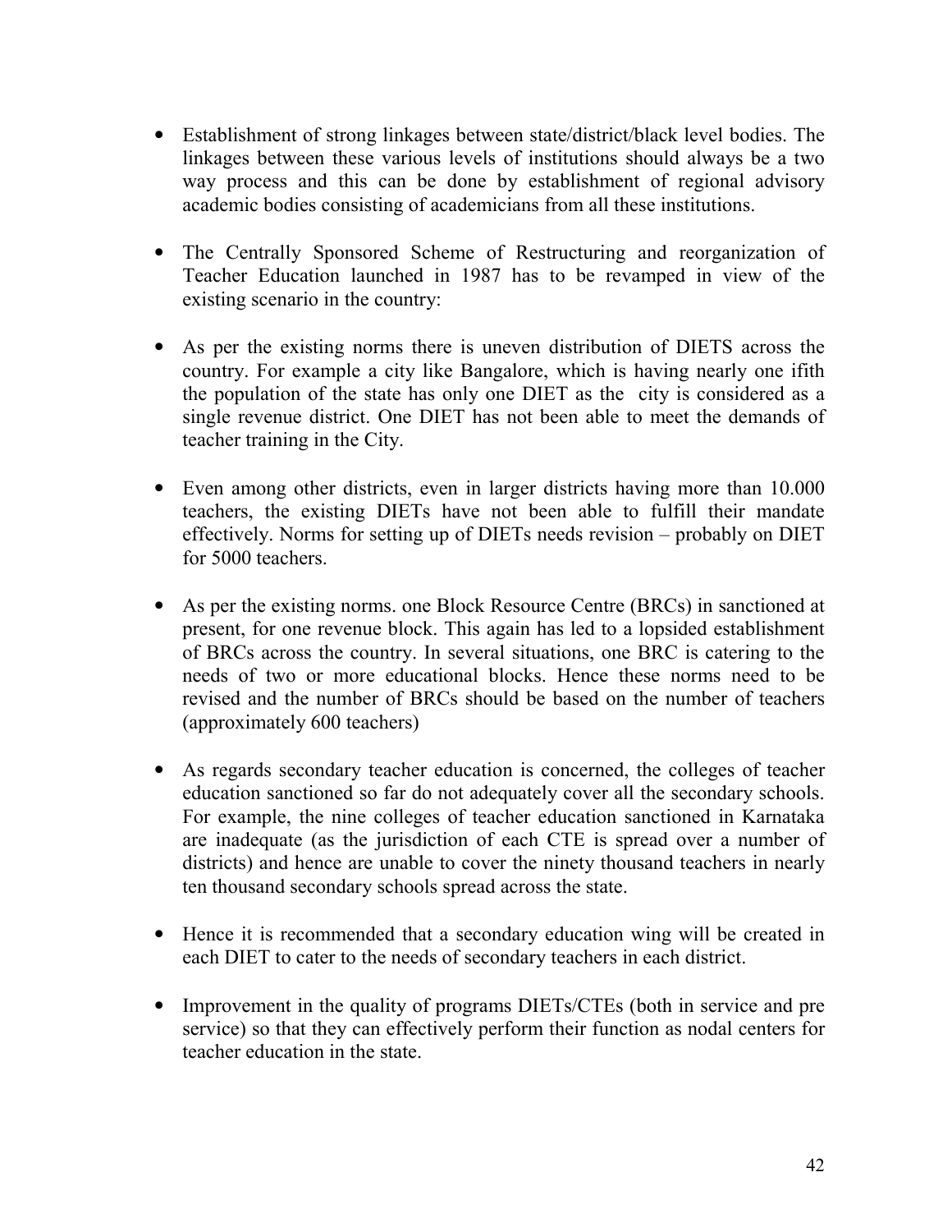- Establishment of strong linkages between state/district/black level bodies. The linkages between these various levels of institutions should always be a two way process and this can be done by establishment of regional advisory academic bodies consisting of academicians from all these institutions.

- The Centrally Sponsored Scheme of Restructuring and reorganization of Teacher Education launched in 1987 has to be revamped in view of the existing scenario in the country:

- As per the existing norms there is uneven distribution of DIETS across the country. For example a city like Bangalore, which is having nearly one ifith the population of the state has only one DIET as the city is considered as a single revenue district. One DIET has not been able to meet the demands of teacher training in the City.

- Even among other districts, even in larger districts having more than 10.000 teachers, the existing DIETs have not been able to fulfill their mandate effectively. Norms for setting up of DIETs needs revision – probably on DIET for 5000 teachers.

- As per the existing norms. one Block Resource Centre (BRCs) in sanctioned at present, for one revenue block. This again has led to a lopsided establishment of BRCs across the country. In several situations, one BRC is catering to the needs of two or more educational blocks. Hence these norms need to be revised and the number of BRCs should be based on the number of teachers (approximately 600 teachers)

- As regards secondary teacher education is concerned, the colleges of teacher education sanctioned so far do not adequately cover all the secondary schools. For example, the nine colleges of teacher education sanctioned in Karnataka are inadequate (as the jurisdiction of each CTE is spread over a number of districts) and hence are unable to cover the ninety thousand teachers in nearly ten thousand secondary schools spread across the state.

- Hence it is recommended that a secondary education wing will be created in each DIET to cater to the needs of secondary teachers in each district.

- Improvement in the quality of programs DIETs/CTEs (both in service and pre service) so that they can effectively perform their function as nodal centers for teacher education in the state.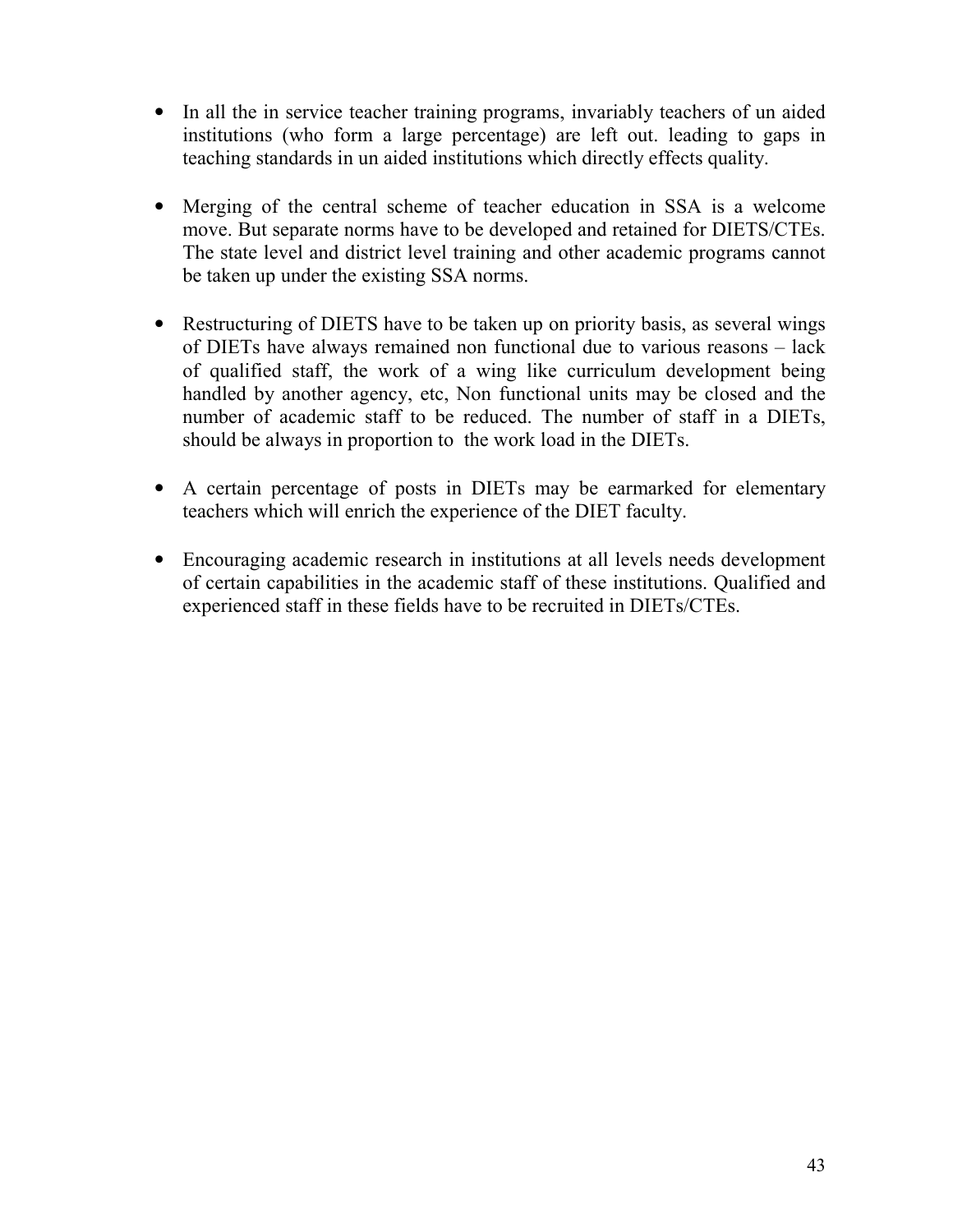- In all the in service teacher training programs, invariably teachers of un aided institutions (who form a large percentage) are left out. leading to gaps in teaching standards in un aided institutions which directly effects quality.

- Merging of the central scheme of teacher education in SSA is a welcome move. But separate norms have to be developed and retained for DIETS/CTEs. The state level and district level training and other academic programs cannot be taken up under the existing SSA norms.

- Restructuring of DIETS have to be taken up on priority basis, as several wings of DIETs have always remained non functional due to various reasons – lack of qualified staff, the work of a wing like curriculum development being handled by another agency, etc, Non functional units may be closed and the number of academic staff to be reduced. The number of staff in a DIETs, should be always in proportion to the work load in the DIETs.

- A certain percentage of posts in DIETs may be earmarked for elementary teachers which will enrich the experience of the DIET faculty.

- Encouraging academic research in institutions at all levels needs development of certain capabilities in the academic staff of these institutions. Qualified and experienced staff in these fields have to be recruited in DIETs/CTEs.